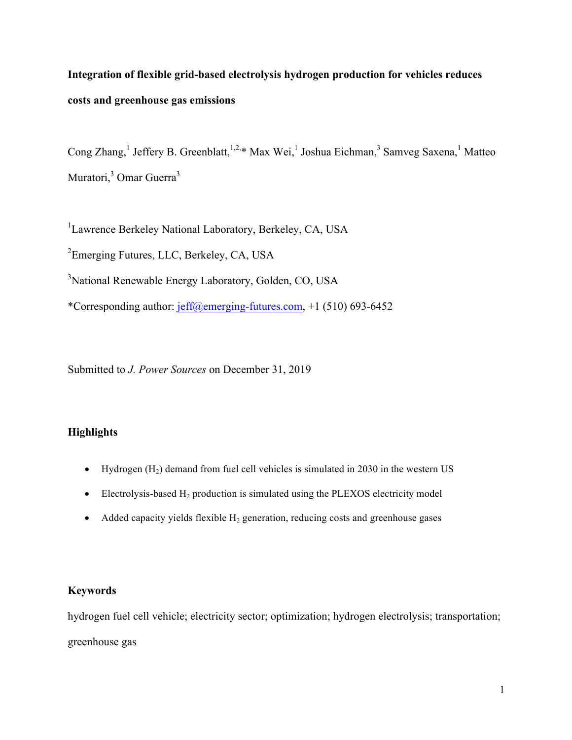# Integration of flexible grid-based electrolysis hydrogen production for vehicles reduces costs and greenhouse gas emissions

Cong Zhang,[1] Jeffery B. Greenblatt,[1,2,]* Max Wei,[1] Joshua Eichman,[3] Samveg Saxena,[1] Matteo Muratori,[3] Omar Guerra[3]

[1]Lawrence Berkeley National Laboratory, Berkeley, CA, USA

[2]Emerging Futures, LLC, Berkeley, CA, USA

[3]National Renewable Energy Laboratory, Golden, CO, USA

*Corresponding author: jeff@emerging-futures.com, +1 (510) 693-6452

Submitted to *J. Power Sources* on December 31, 2019

## Highlights

- Hydrogen ($H_2$) demand from fuel cell vehicles is simulated in 2030 in the western US
- Electrolysis-based $H_2$ production is simulated using the PLEXOS electricity model
- Added capacity yields flexible $H_2$ generation, reducing costs and greenhouse gases

## Keywords

hydrogen fuel cell vehicle; electricity sector; optimization; hydrogen electrolysis; transportation; greenhouse gas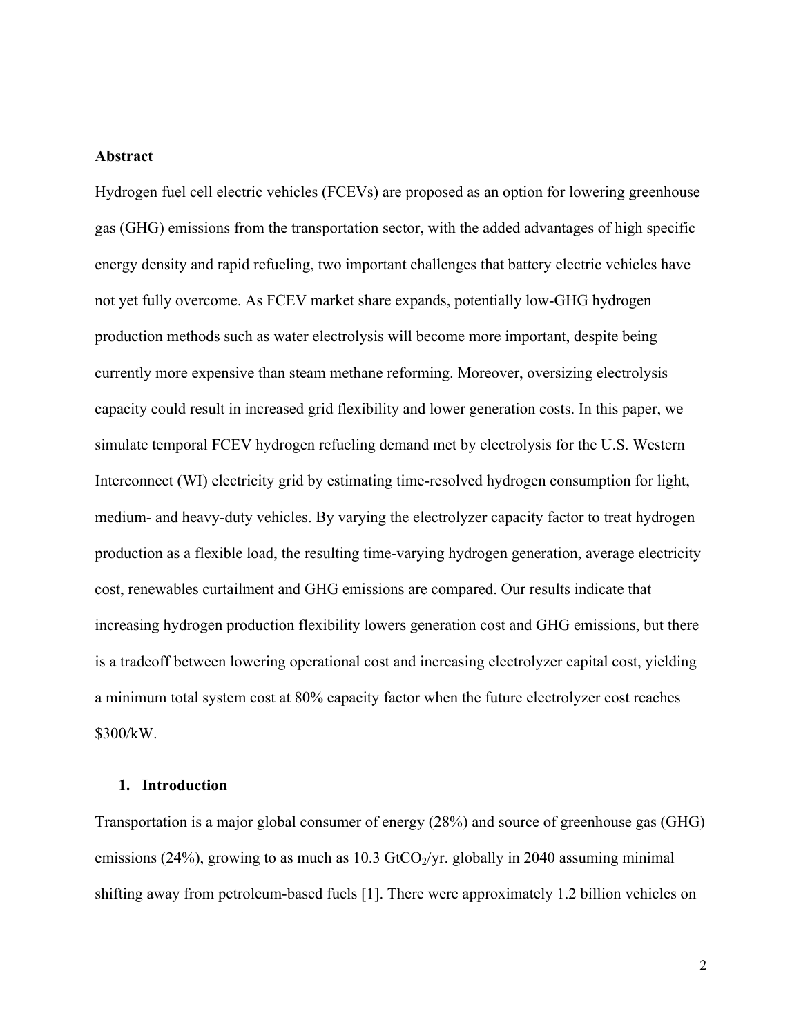## Abstract

Hydrogen fuel cell electric vehicles (FCEVs) are proposed as an option for lowering greenhouse gas (GHG) emissions from the transportation sector, with the added advantages of high specific energy density and rapid refueling, two important challenges that battery electric vehicles have not yet fully overcome. As FCEV market share expands, potentially low-GHG hydrogen production methods such as water electrolysis will become more important, despite being currently more expensive than steam methane reforming. Moreover, oversizing electrolysis capacity could result in increased grid flexibility and lower generation costs. In this paper, we simulate temporal FCEV hydrogen refueling demand met by electrolysis for the U.S. Western Interconnect (WI) electricity grid by estimating time-resolved hydrogen consumption for light, medium- and heavy-duty vehicles. By varying the electrolyzer capacity factor to treat hydrogen production as a flexible load, the resulting time-varying hydrogen generation, average electricity cost, renewables curtailment and GHG emissions are compared. Our results indicate that increasing hydrogen production flexibility lowers generation cost and GHG emissions, but there is a tradeoff between lowering operational cost and increasing electrolyzer capital cost, yielding a minimum total system cost at 80% capacity factor when the future electrolyzer cost reaches \$300/kW.

## 1. Introduction

Transportation is a major global consumer of energy (28%) and source of greenhouse gas (GHG) emissions (24%), growing to as much as 10.3 $GtCO_2$/yr. globally in 2040 assuming minimal shifting away from petroleum-based fuels [1]. There were approximately 1.2 billion vehicles on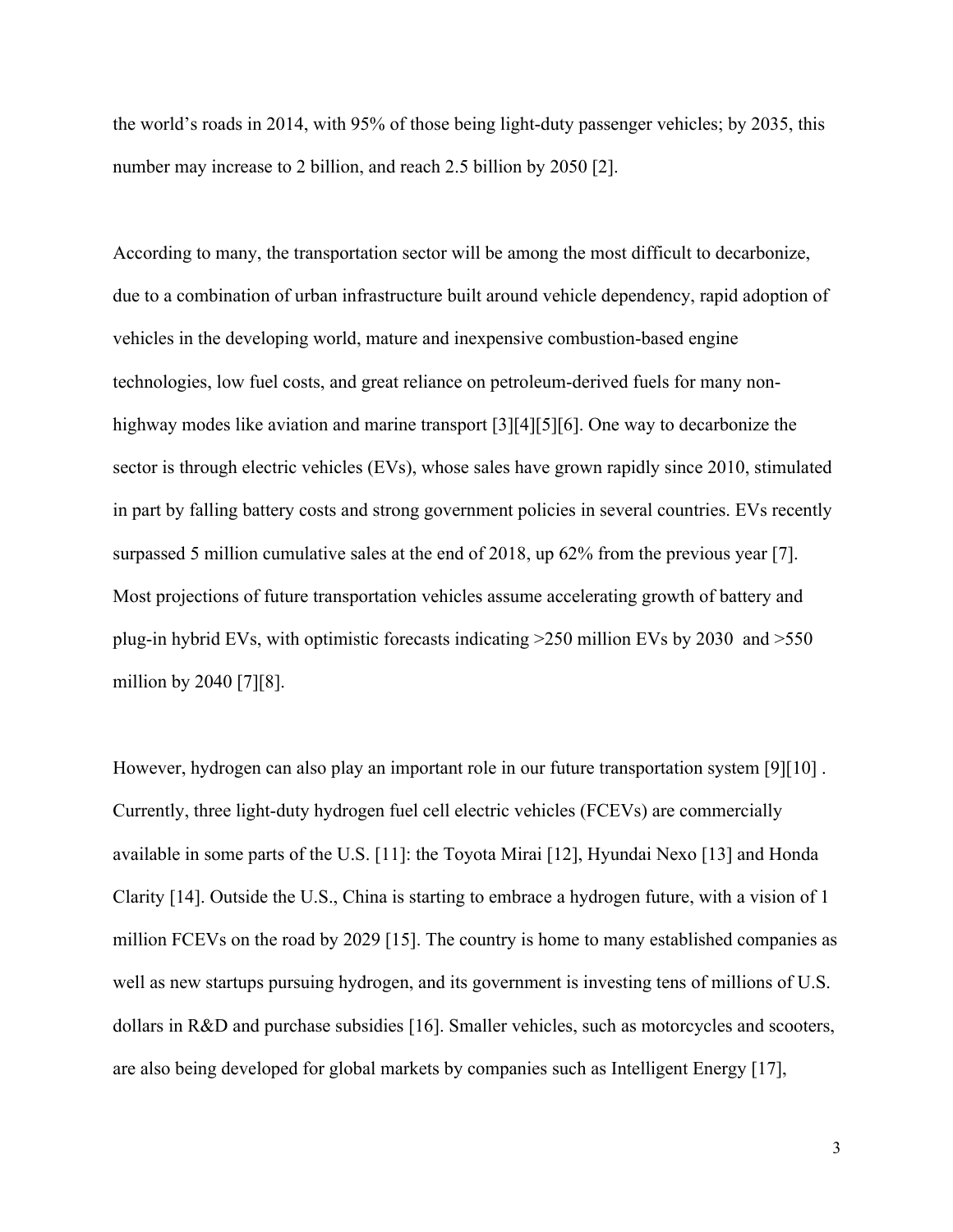the world's roads in 2014, with 95% of those being light-duty passenger vehicles; by 2035, this number may increase to 2 billion, and reach 2.5 billion by 2050 [2].

According to many, the transportation sector will be among the most difficult to decarbonize, due to a combination of urban infrastructure built around vehicle dependency, rapid adoption of vehicles in the developing world, mature and inexpensive combustion-based engine technologies, low fuel costs, and great reliance on petroleum-derived fuels for many non-highway modes like aviation and marine transport [3][4][5][6]. One way to decarbonize the sector is through electric vehicles (EVs), whose sales have grown rapidly since 2010, stimulated in part by falling battery costs and strong government policies in several countries. EVs recently surpassed 5 million cumulative sales at the end of 2018, up 62% from the previous year [7]. Most projections of future transportation vehicles assume accelerating growth of battery and plug-in hybrid EVs, with optimistic forecasts indicating >250 million EVs by 2030 and >550 million by 2040 [7][8].

However, hydrogen can also play an important role in our future transportation system [9][10] . Currently, three light-duty hydrogen fuel cell electric vehicles (FCEVs) are commercially available in some parts of the U.S. [11]: the Toyota Mirai [12], Hyundai Nexo [13] and Honda Clarity [14]. Outside the U.S., China is starting to embrace a hydrogen future, with a vision of 1 million FCEVs on the road by 2029 [15]. The country is home to many established companies as well as new startups pursuing hydrogen, and its government is investing tens of millions of U.S. dollars in R&D and purchase subsidies [16]. Smaller vehicles, such as motorcycles and scooters, are also being developed for global markets by companies such as Intelligent Energy [17],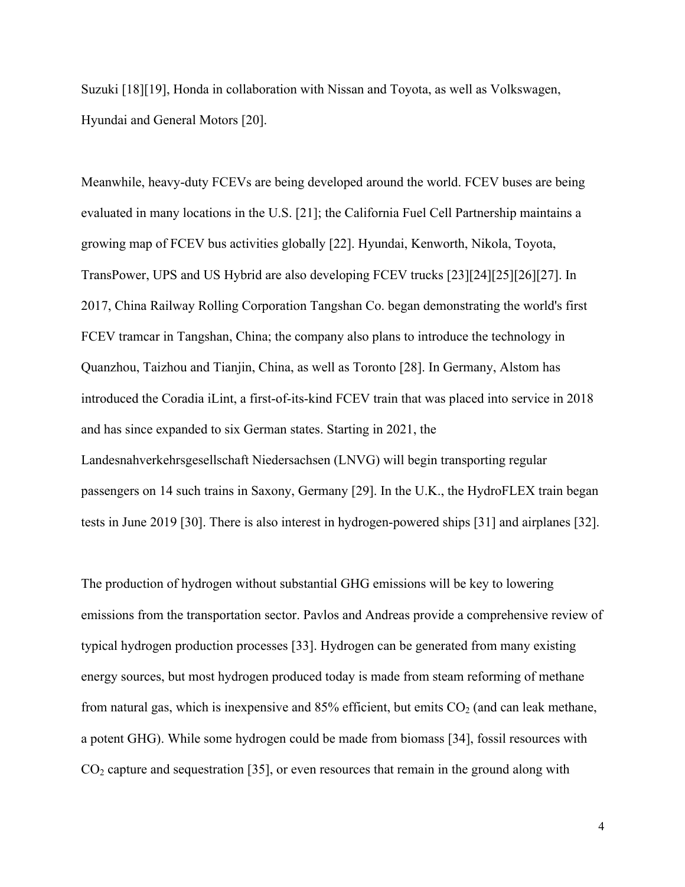Suzuki [18][19], Honda in collaboration with Nissan and Toyota, as well as Volkswagen, Hyundai and General Motors [20].

Meanwhile, heavy-duty FCEVs are being developed around the world. FCEV buses are being evaluated in many locations in the U.S. [21]; the California Fuel Cell Partnership maintains a growing map of FCEV bus activities globally [22]. Hyundai, Kenworth, Nikola, Toyota, TransPower, UPS and US Hybrid are also developing FCEV trucks [23][24][25][26][27]. In 2017, China Railway Rolling Corporation Tangshan Co. began demonstrating the world's first FCEV tramcar in Tangshan, China; the company also plans to introduce the technology in Quanzhou, Taizhou and Tianjin, China, as well as Toronto [28]. In Germany, Alstom has introduced the Coradia iLint, a first-of-its-kind FCEV train that was placed into service in 2018 and has since expanded to six German states. Starting in 2021, the Landesnahverkehrsgesellschaft Niedersachsen (LNVG) will begin transporting regular passengers on 14 such trains in Saxony, Germany [29]. In the U.K., the HydroFLEX train began tests in June 2019 [30]. There is also interest in hydrogen-powered ships [31] and airplanes [32].

The production of hydrogen without substantial GHG emissions will be key to lowering emissions from the transportation sector. Pavlos and Andreas provide a comprehensive review of typical hydrogen production processes [33]. Hydrogen can be generated from many existing energy sources, but most hydrogen produced today is made from steam reforming of methane from natural gas, which is inexpensive and 85% efficient, but emits $CO_2$ (and can leak methane, a potent GHG). While some hydrogen could be made from biomass [34], fossil resources with $CO_2$ capture and sequestration [35], or even resources that remain in the ground along with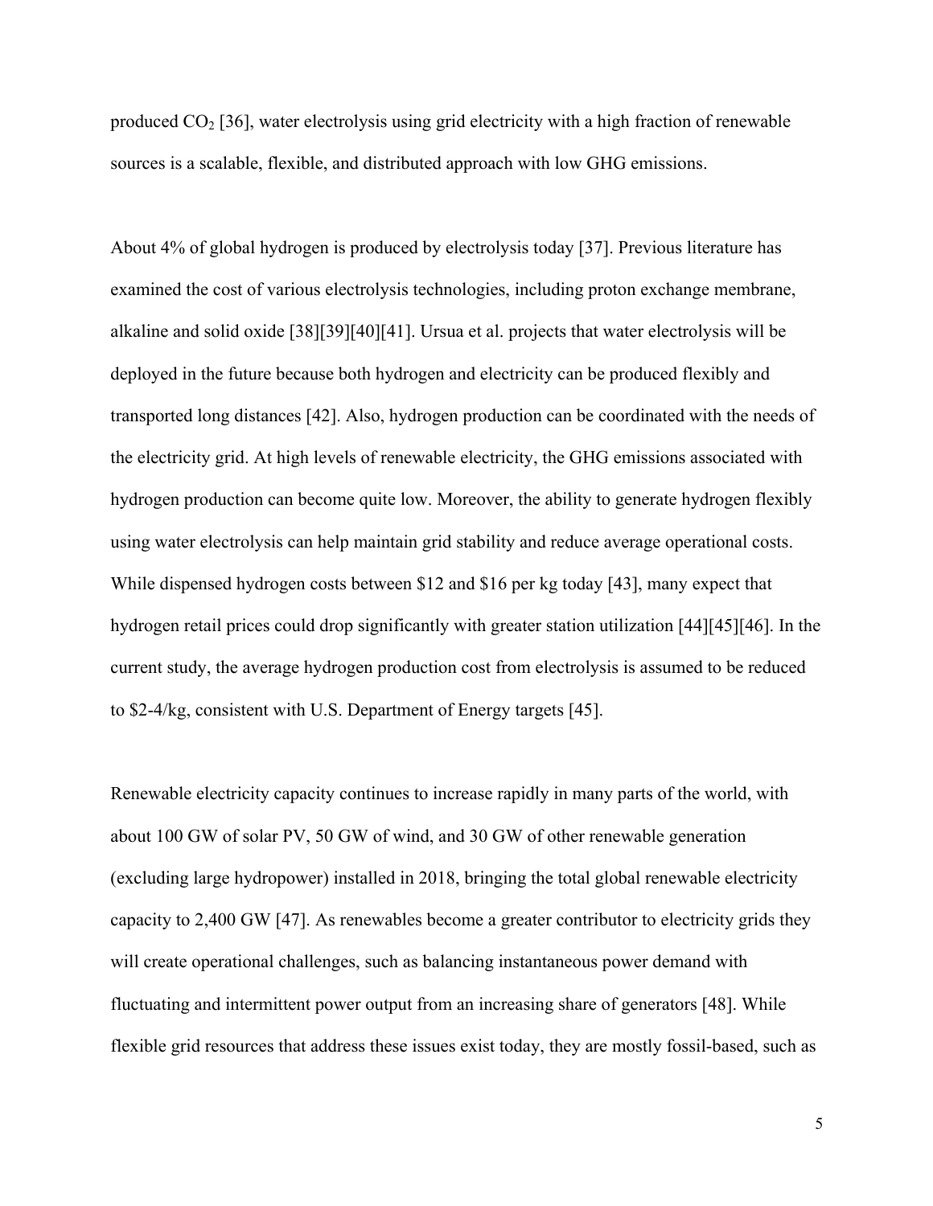produced $CO_2$ [36], water electrolysis using grid electricity with a high fraction of renewable sources is a scalable, flexible, and distributed approach with low GHG emissions.

About 4% of global hydrogen is produced by electrolysis today [37]. Previous literature has examined the cost of various electrolysis technologies, including proton exchange membrane, alkaline and solid oxide [38][39][40][41]. Ursua et al. projects that water electrolysis will be deployed in the future because both hydrogen and electricity can be produced flexibly and transported long distances [42]. Also, hydrogen production can be coordinated with the needs of the electricity grid. At high levels of renewable electricity, the GHG emissions associated with hydrogen production can become quite low. Moreover, the ability to generate hydrogen flexibly using water electrolysis can help maintain grid stability and reduce average operational costs. While dispensed hydrogen costs between \$12 and \$16 per kg today [43], many expect that hydrogen retail prices could drop significantly with greater station utilization [44][45][46]. In the current study, the average hydrogen production cost from electrolysis is assumed to be reduced to \$2-4/kg, consistent with U.S. Department of Energy targets [45].

Renewable electricity capacity continues to increase rapidly in many parts of the world, with about 100 GW of solar PV, 50 GW of wind, and 30 GW of other renewable generation (excluding large hydropower) installed in 2018, bringing the total global renewable electricity capacity to 2,400 GW [47]. As renewables become a greater contributor to electricity grids they will create operational challenges, such as balancing instantaneous power demand with fluctuating and intermittent power output from an increasing share of generators [48]. While flexible grid resources that address these issues exist today, they are mostly fossil-based, such as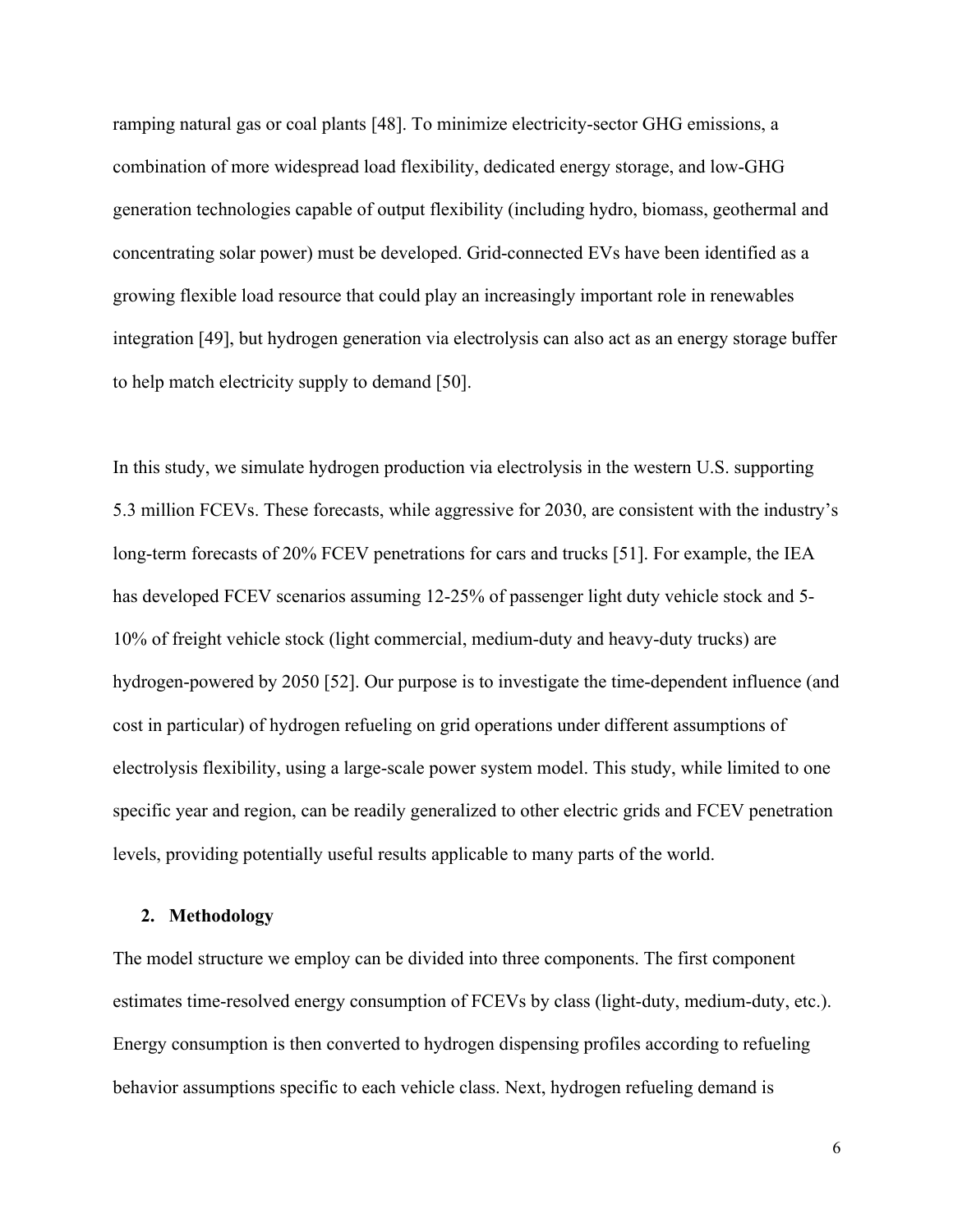ramping natural gas or coal plants [48]. To minimize electricity-sector GHG emissions, a combination of more widespread load flexibility, dedicated energy storage, and low-GHG generation technologies capable of output flexibility (including hydro, biomass, geothermal and concentrating solar power) must be developed. Grid-connected EVs have been identified as a growing flexible load resource that could play an increasingly important role in renewables integration [49], but hydrogen generation via electrolysis can also act as an energy storage buffer to help match electricity supply to demand [50].

In this study, we simulate hydrogen production via electrolysis in the western U.S. supporting 5.3 million FCEVs. These forecasts, while aggressive for 2030, are consistent with the industry's long-term forecasts of 20% FCEV penetrations for cars and trucks [51]. For example, the IEA has developed FCEV scenarios assuming 12-25% of passenger light duty vehicle stock and 5-10% of freight vehicle stock (light commercial, medium-duty and heavy-duty trucks) are hydrogen-powered by 2050 [52]. Our purpose is to investigate the time-dependent influence (and cost in particular) of hydrogen refueling on grid operations under different assumptions of electrolysis flexibility, using a large-scale power system model. This study, while limited to one specific year and region, can be readily generalized to other electric grids and FCEV penetration levels, providing potentially useful results applicable to many parts of the world.

## 2. Methodology

The model structure we employ can be divided into three components. The first component estimates time-resolved energy consumption of FCEVs by class (light-duty, medium-duty, etc.). Energy consumption is then converted to hydrogen dispensing profiles according to refueling behavior assumptions specific to each vehicle class. Next, hydrogen refueling demand is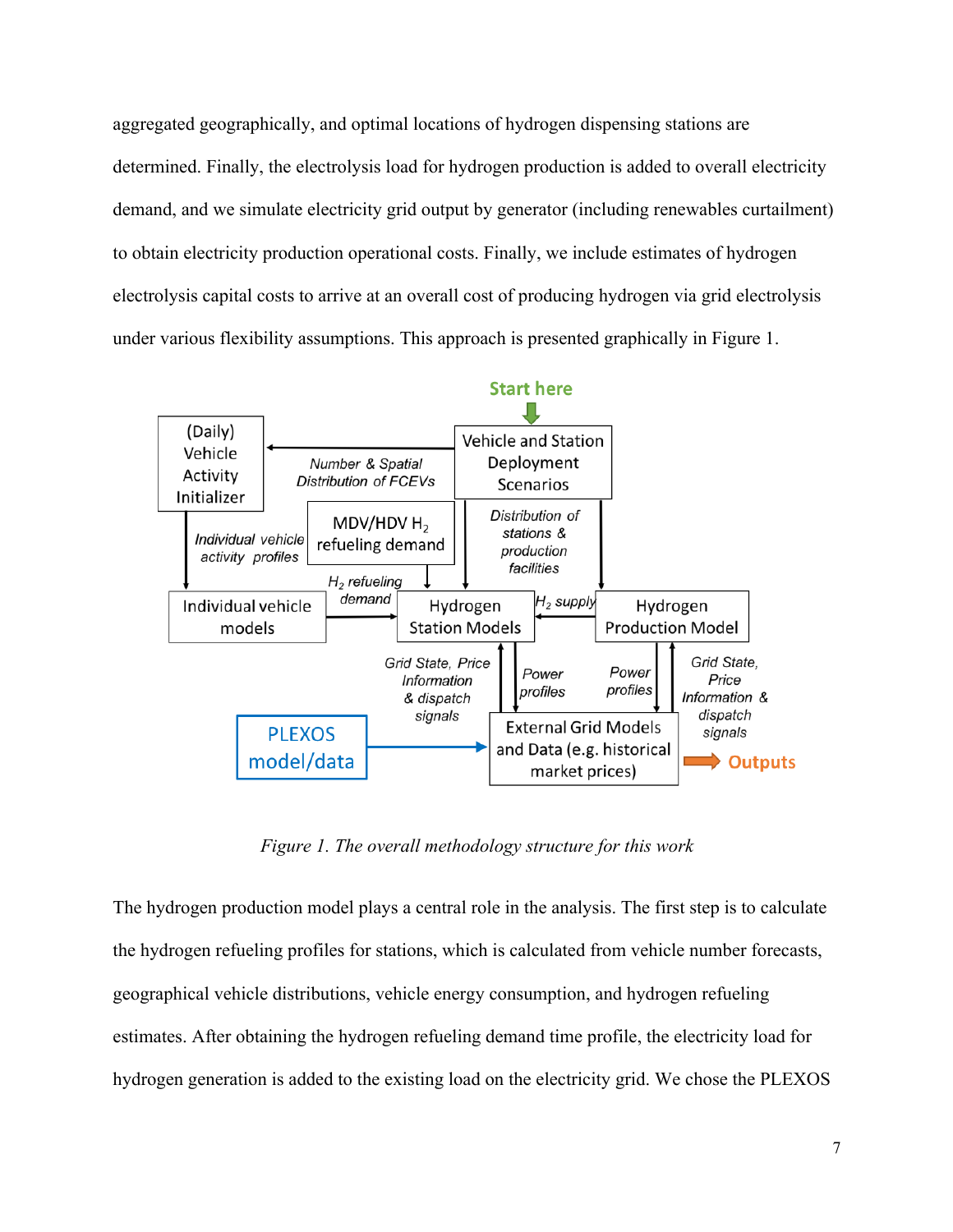aggregated geographically, and optimal locations of hydrogen dispensing stations are determined. Finally, the electrolysis load for hydrogen production is added to overall electricity demand, and we simulate electricity grid output by generator (including renewables curtailment) to obtain electricity production operational costs. Finally, we include estimates of hydrogen electrolysis capital costs to arrive at an overall cost of producing hydrogen via grid electrolysis under various flexibility assumptions. This approach is presented graphically in Figure 1.

*Figure 1. The overall methodology structure for this work*

The hydrogen production model plays a central role in the analysis. The first step is to calculate the hydrogen refueling profiles for stations, which is calculated from vehicle number forecasts, geographical vehicle distributions, vehicle energy consumption, and hydrogen refueling estimates. After obtaining the hydrogen refueling demand time profile, the electricity load for hydrogen generation is added to the existing load on the electricity grid. We chose the PLEXOS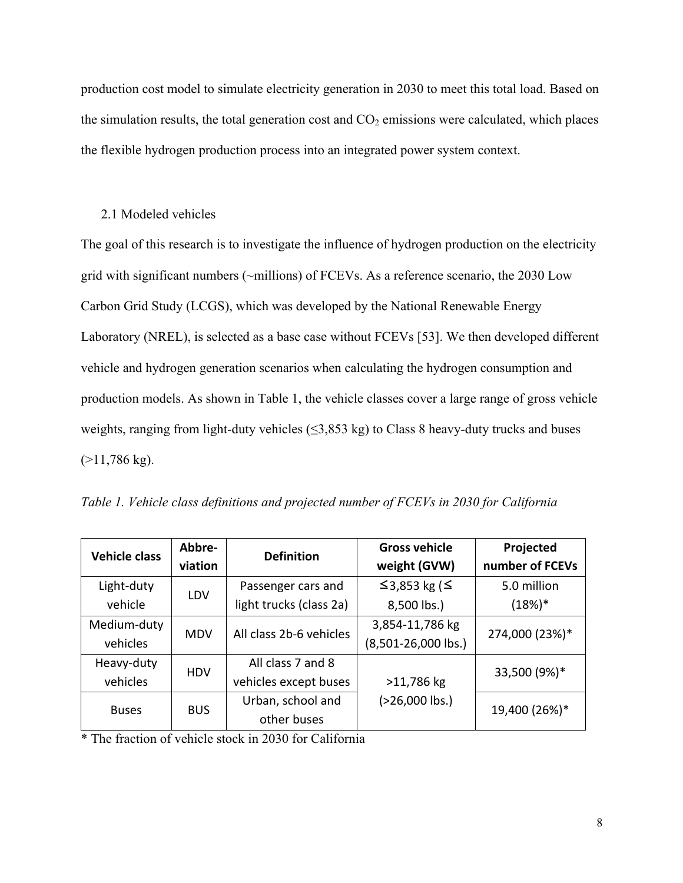production cost model to simulate electricity generation in 2030 to meet this total load. Based on the simulation results, the total generation cost and $CO_2$ emissions were calculated, which places the flexible hydrogen production process into an integrated power system context.

## 2.1 Modeled vehicles

The goal of this research is to investigate the influence of hydrogen production on the electricity grid with significant numbers (~millions) of FCEVs. As a reference scenario, the 2030 Low Carbon Grid Study (LCGS), which was developed by the National Renewable Energy Laboratory (NREL), is selected as a base case without FCEVs [53]. We then developed different vehicle and hydrogen generation scenarios when calculating the hydrogen consumption and production models. As shown in Table 1, the vehicle classes cover a large range of gross vehicle weights, ranging from light-duty vehicles (≤3,853 kg) to Class 8 heavy-duty trucks and buses (>11,786 kg).

*Table 1. Vehicle class definitions and projected number of FCEVs in 2030 for California*

| Vehicle class | Abbreviation | Definition | Gross vehicle weight (GVW) | Projected number of FCEVs |
|---|---|---|---|---|
| Light-duty vehicle | LDV | Passenger cars and light trucks (class 2a) | ≤3,853 kg (≤ 8,500 lbs.) | 5.0 million (18%)* |
| Medium-duty vehicles | MDV | All class 2b-6 vehicles | 3,854-11,786 kg (8,501-26,000 lbs.) | 274,000 (23%)* |
| Heavy-duty vehicles | HDV | All class 7 and 8 vehicles except buses | >11,786 kg (>26,000 lbs.) | 33,500 (9%)* |
| Buses | BUS | Urban, school and other buses | >11,786 kg (>26,000 lbs.) | 19,400 (26%)* |

* The fraction of vehicle stock in 2030 for California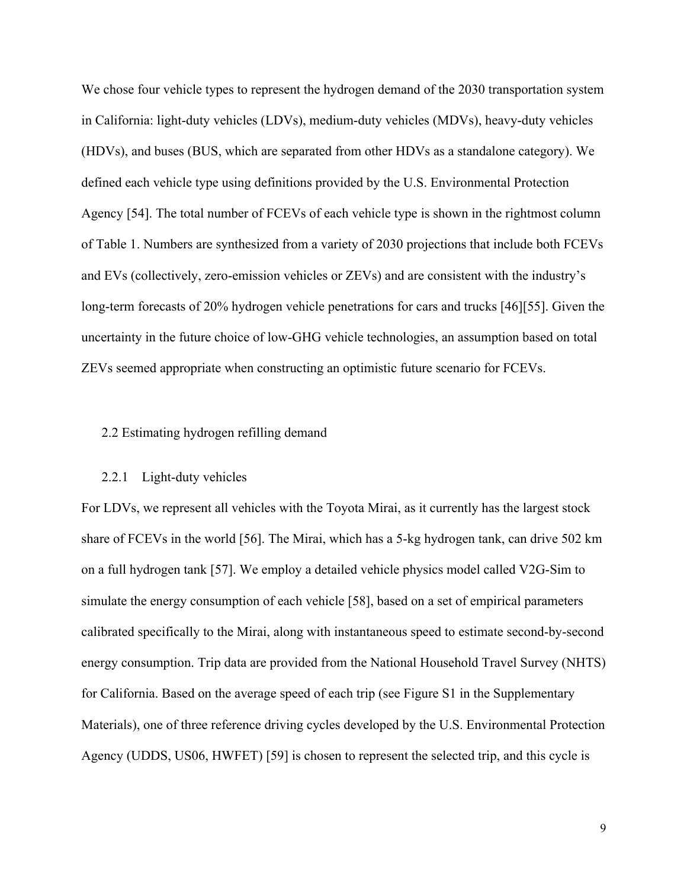We chose four vehicle types to represent the hydrogen demand of the 2030 transportation system in California: light-duty vehicles (LDVs), medium-duty vehicles (MDVs), heavy-duty vehicles (HDVs), and buses (BUS, which are separated from other HDVs as a standalone category). We defined each vehicle type using definitions provided by the U.S. Environmental Protection Agency [54]. The total number of FCEVs of each vehicle type is shown in the rightmost column of Table 1. Numbers are synthesized from a variety of 2030 projections that include both FCEVs and EVs (collectively, zero-emission vehicles or ZEVs) and are consistent with the industry's long-term forecasts of 20% hydrogen vehicle penetrations for cars and trucks [46][55]. Given the uncertainty in the future choice of low-GHG vehicle technologies, an assumption based on total ZEVs seemed appropriate when constructing an optimistic future scenario for FCEVs.

## 2.2 Estimating hydrogen refilling demand

### 2.2.1 Light-duty vehicles

For LDVs, we represent all vehicles with the Toyota Mirai, as it currently has the largest stock share of FCEVs in the world [56]. The Mirai, which has a 5-kg hydrogen tank, can drive 502 km on a full hydrogen tank [57]. We employ a detailed vehicle physics model called V2G-Sim to simulate the energy consumption of each vehicle [58], based on a set of empirical parameters calibrated specifically to the Mirai, along with instantaneous speed to estimate second-by-second energy consumption. Trip data are provided from the National Household Travel Survey (NHTS) for California. Based on the average speed of each trip (see Figure S1 in the Supplementary Materials), one of three reference driving cycles developed by the U.S. Environmental Protection Agency (UDDS, US06, HWFET) [59] is chosen to represent the selected trip, and this cycle is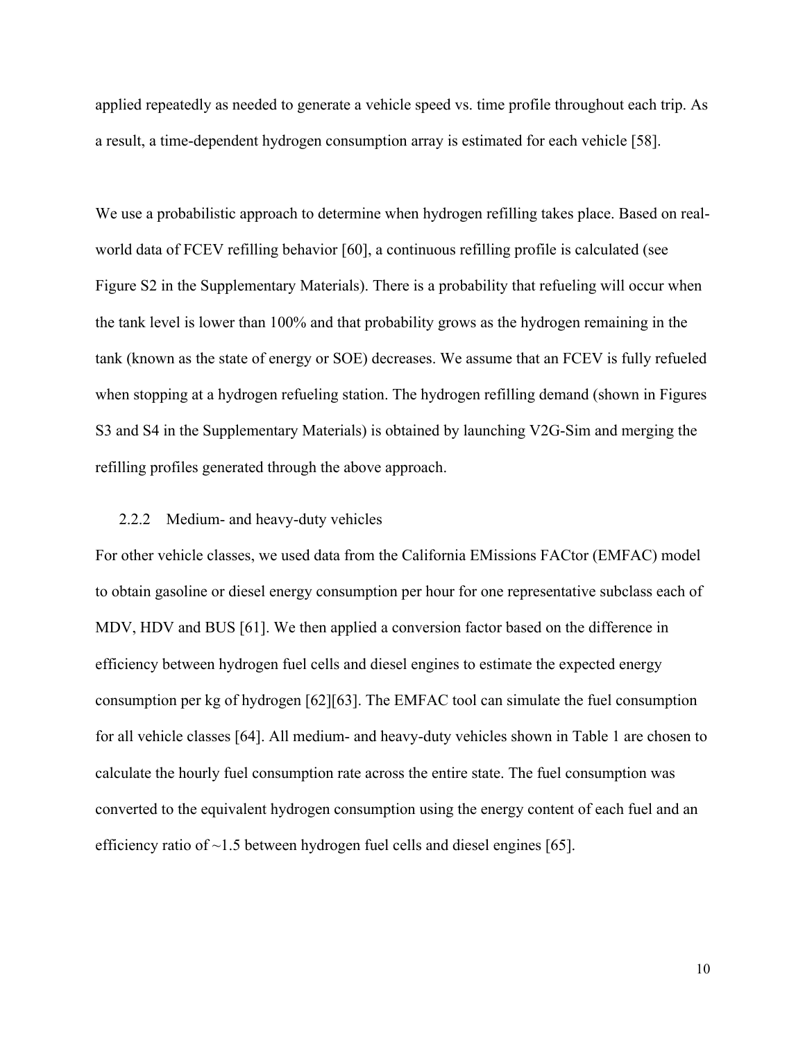applied repeatedly as needed to generate a vehicle speed vs. time profile throughout each trip. As a result, a time-dependent hydrogen consumption array is estimated for each vehicle [58].

We use a probabilistic approach to determine when hydrogen refilling takes place. Based on real-world data of FCEV refilling behavior [60], a continuous refilling profile is calculated (see Figure S2 in the Supplementary Materials). There is a probability that refueling will occur when the tank level is lower than 100% and that probability grows as the hydrogen remaining in the tank (known as the state of energy or SOE) decreases. We assume that an FCEV is fully refueled when stopping at a hydrogen refueling station. The hydrogen refilling demand (shown in Figures S3 and S4 in the Supplementary Materials) is obtained by launching V2G-Sim and merging the refilling profiles generated through the above approach.

### 2.2.2 Medium- and heavy-duty vehicles

For other vehicle classes, we used data from the California EMissions FACtor (EMFAC) model to obtain gasoline or diesel energy consumption per hour for one representative subclass each of MDV, HDV and BUS [61]. We then applied a conversion factor based on the difference in efficiency between hydrogen fuel cells and diesel engines to estimate the expected energy consumption per kg of hydrogen [62][63]. The EMFAC tool can simulate the fuel consumption for all vehicle classes [64]. All medium- and heavy-duty vehicles shown in Table 1 are chosen to calculate the hourly fuel consumption rate across the entire state. The fuel consumption was converted to the equivalent hydrogen consumption using the energy content of each fuel and an efficiency ratio of ~1.5 between hydrogen fuel cells and diesel engines [65].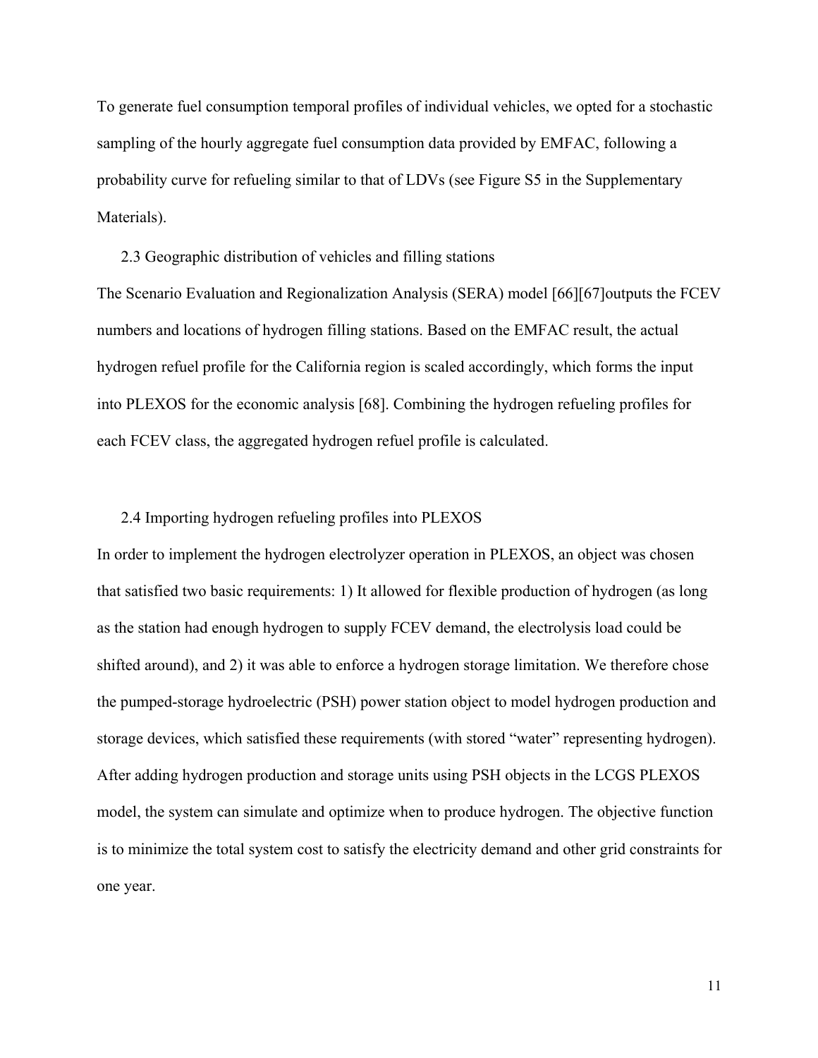To generate fuel consumption temporal profiles of individual vehicles, we opted for a stochastic sampling of the hourly aggregate fuel consumption data provided by EMFAC, following a probability curve for refueling similar to that of LDVs (see Figure S5 in the Supplementary Materials).

## 2.3 Geographic distribution of vehicles and filling stations

The Scenario Evaluation and Regionalization Analysis (SERA) model [66][67]outputs the FCEV numbers and locations of hydrogen filling stations. Based on the EMFAC result, the actual hydrogen refuel profile for the California region is scaled accordingly, which forms the input into PLEXOS for the economic analysis [68]. Combining the hydrogen refueling profiles for each FCEV class, the aggregated hydrogen refuel profile is calculated.

## 2.4 Importing hydrogen refueling profiles into PLEXOS

In order to implement the hydrogen electrolyzer operation in PLEXOS, an object was chosen that satisfied two basic requirements: 1) It allowed for flexible production of hydrogen (as long as the station had enough hydrogen to supply FCEV demand, the electrolysis load could be shifted around), and 2) it was able to enforce a hydrogen storage limitation. We therefore chose the pumped-storage hydroelectric (PSH) power station object to model hydrogen production and storage devices, which satisfied these requirements (with stored "water" representing hydrogen). After adding hydrogen production and storage units using PSH objects in the LCGS PLEXOS model, the system can simulate and optimize when to produce hydrogen. The objective function is to minimize the total system cost to satisfy the electricity demand and other grid constraints for one year.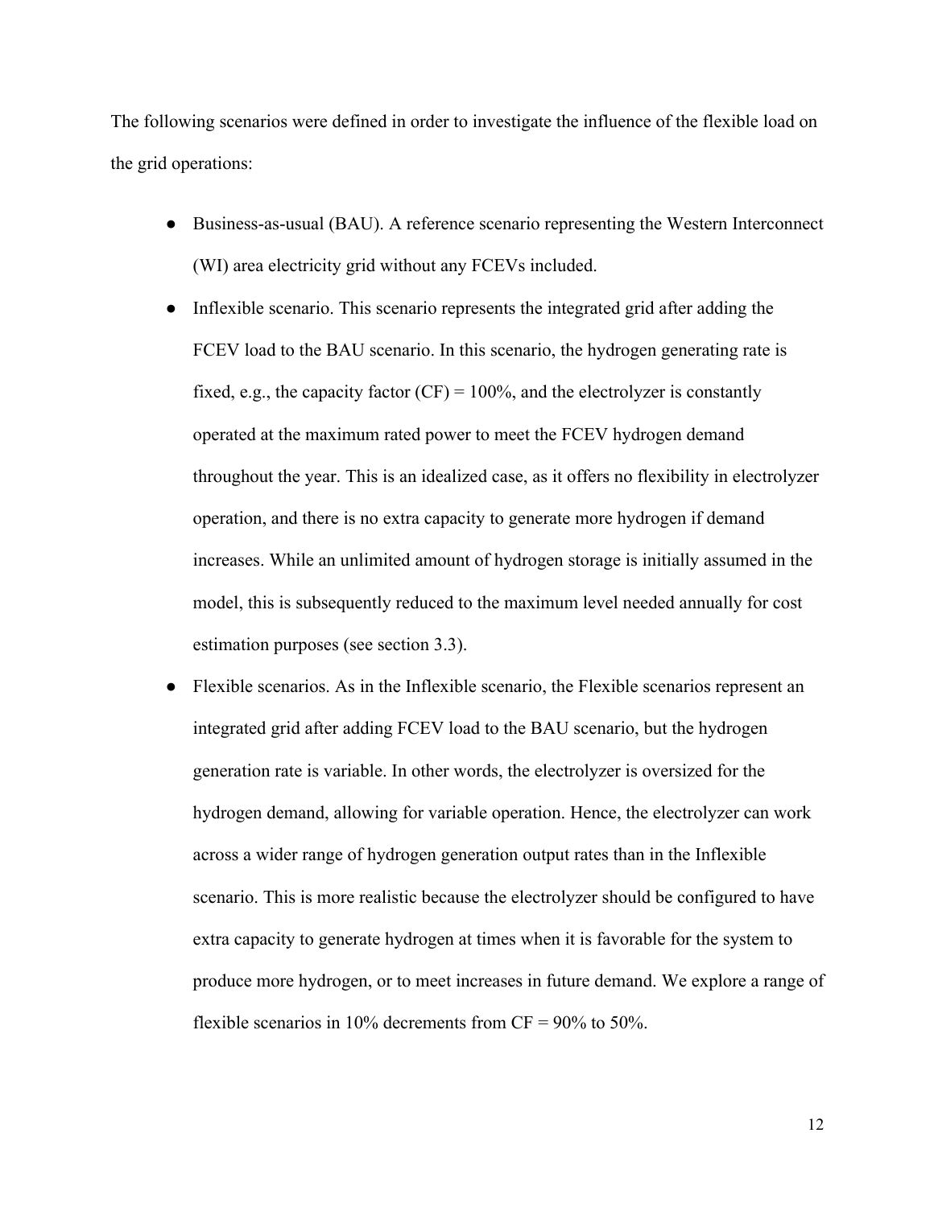The following scenarios were defined in order to investigate the influence of the flexible load on the grid operations:

- Business-as-usual (BAU). A reference scenario representing the Western Interconnect (WI) area electricity grid without any FCEVs included.
- Inflexible scenario. This scenario represents the integrated grid after adding the FCEV load to the BAU scenario. In this scenario, the hydrogen generating rate is fixed, e.g., the capacity factor (CF) = 100%, and the electrolyzer is constantly operated at the maximum rated power to meet the FCEV hydrogen demand throughout the year. This is an idealized case, as it offers no flexibility in electrolyzer operation, and there is no extra capacity to generate more hydrogen if demand increases. While an unlimited amount of hydrogen storage is initially assumed in the model, this is subsequently reduced to the maximum level needed annually for cost estimation purposes (see section 3.3).
- Flexible scenarios. As in the Inflexible scenario, the Flexible scenarios represent an integrated grid after adding FCEV load to the BAU scenario, but the hydrogen generation rate is variable. In other words, the electrolyzer is oversized for the hydrogen demand, allowing for variable operation. Hence, the electrolyzer can work across a wider range of hydrogen generation output rates than in the Inflexible scenario. This is more realistic because the electrolyzer should be configured to have extra capacity to generate hydrogen at times when it is favorable for the system to produce more hydrogen, or to meet increases in future demand. We explore a range of flexible scenarios in 10% decrements from CF = 90% to 50%.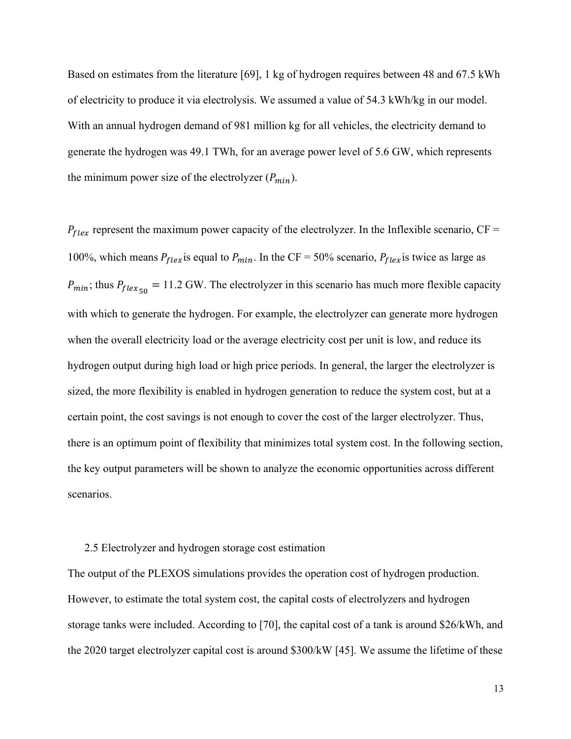Based on estimates from the literature [69], 1 kg of hydrogen requires between 48 and 67.5 kWh of electricity to produce it via electrolysis. We assumed a value of 54.3 kWh/kg in our model. With an annual hydrogen demand of 981 million kg for all vehicles, the electricity demand to generate the hydrogen was 49.1 TWh, for an average power level of 5.6 GW, which represents the minimum power size of the electrolyzer ($P_{min}$).

$P_{flex}$ represent the maximum power capacity of the electrolyzer. In the Inflexible scenario, CF = 100%, which means $P_{flex}$ is equal to $P_{min}$. In the CF = 50% scenario, $P_{flex}$ is twice as large as $P_{min}$; thus $P_{flex_{50}} = 11.2$ GW. The electrolyzer in this scenario has much more flexible capacity with which to generate the hydrogen. For example, the electrolyzer can generate more hydrogen when the overall electricity load or the average electricity cost per unit is low, and reduce its hydrogen output during high load or high price periods. In general, the larger the electrolyzer is sized, the more flexibility is enabled in hydrogen generation to reduce the system cost, but at a certain point, the cost savings is not enough to cover the cost of the larger electrolyzer. Thus, there is an optimum point of flexibility that minimizes total system cost. In the following section, the key output parameters will be shown to analyze the economic opportunities across different scenarios.

### 2.5 Electrolyzer and hydrogen storage cost estimation

The output of the PLEXOS simulations provides the operation cost of hydrogen production. However, to estimate the total system cost, the capital costs of electrolyzers and hydrogen storage tanks were included. According to [70], the capital cost of a tank is around \$26/kWh, and the 2020 target electrolyzer capital cost is around \$300/kW [45]. We assume the lifetime of these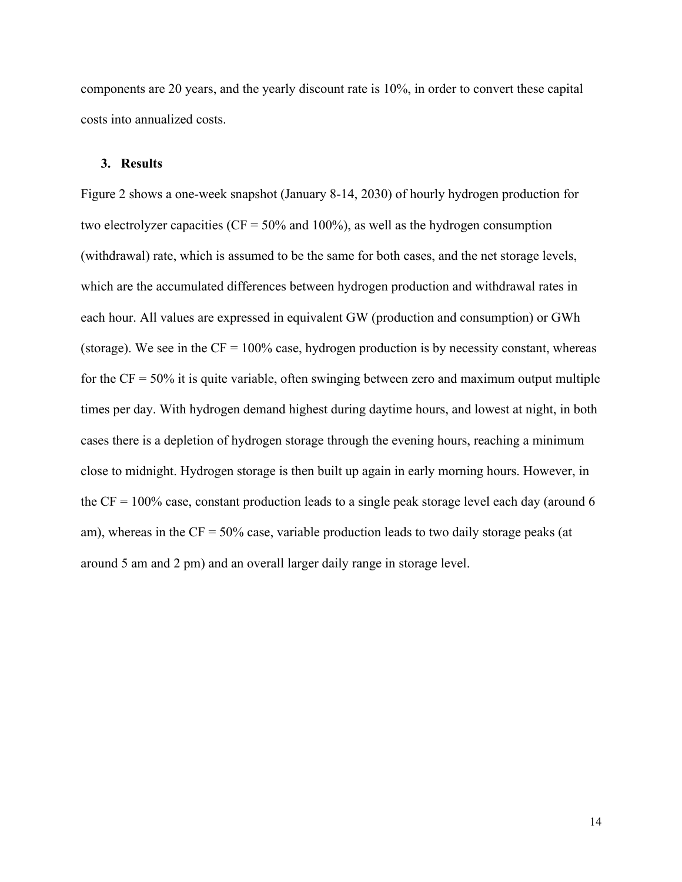components are 20 years, and the yearly discount rate is 10%, in order to convert these capital costs into annualized costs.

## 3. Results

Figure 2 shows a one-week snapshot (January 8-14, 2030) of hourly hydrogen production for two electrolyzer capacities (CF = 50% and 100%), as well as the hydrogen consumption (withdrawal) rate, which is assumed to be the same for both cases, and the net storage levels, which are the accumulated differences between hydrogen production and withdrawal rates in each hour. All values are expressed in equivalent GW (production and consumption) or GWh (storage). We see in the CF = 100% case, hydrogen production is by necessity constant, whereas for the CF = 50% it is quite variable, often swinging between zero and maximum output multiple times per day. With hydrogen demand highest during daytime hours, and lowest at night, in both cases there is a depletion of hydrogen storage through the evening hours, reaching a minimum close to midnight. Hydrogen storage is then built up again in early morning hours. However, in the CF = 100% case, constant production leads to a single peak storage level each day (around 6 am), whereas in the CF = 50% case, variable production leads to two daily storage peaks (at around 5 am and 2 pm) and an overall larger daily range in storage level.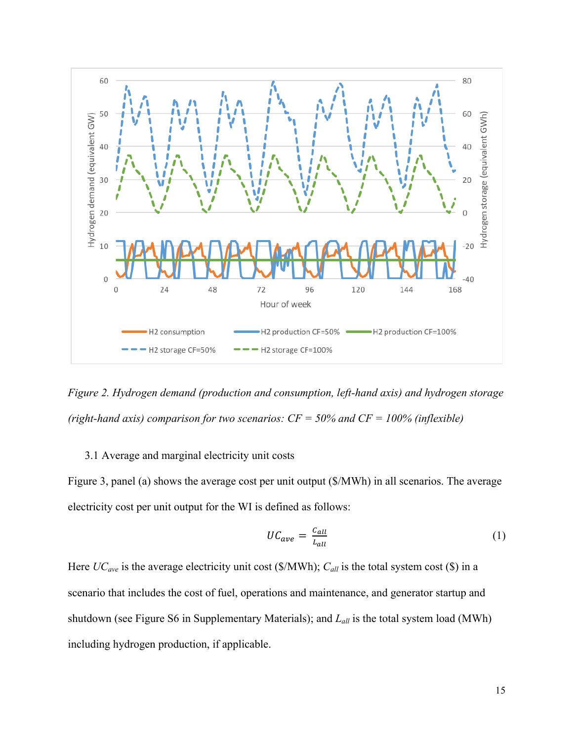*Figure 2. Hydrogen demand (production and consumption, left-hand axis) and hydrogen storage (right-hand axis) comparison for two scenarios: CF = 50% and CF = 100% (inflexible)*

3.1 Average and marginal electricity unit costs

Figure 3, panel (a) shows the average cost per unit output ($/MWh) in all scenarios. The average electricity cost per unit output for the WI is defined as follows:

$$UC_{ave} = \frac{C_{all}}{L_{all}} \tag{1}$$

Here $UC_{ave}$ is the average electricity unit cost ($/MWh); $C_{all}$ is the total system cost ($) in a scenario that includes the cost of fuel, operations and maintenance, and generator startup and shutdown (see Figure S6 in Supplementary Materials); and $L_{all}$ is the total system load (MWh) including hydrogen production, if applicable.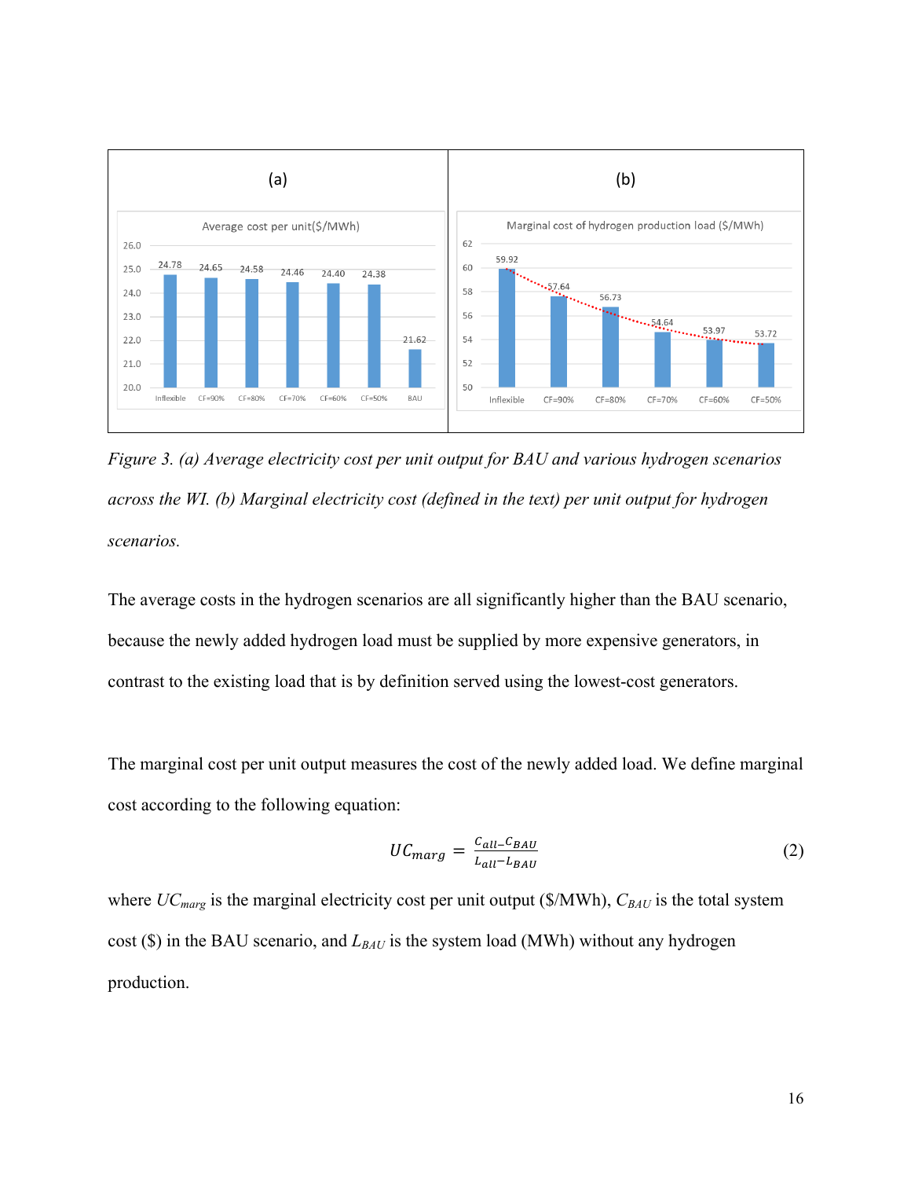Figure 3. *(a) Average electricity cost per unit output for BAU and various hydrogen scenarios across the WI. (b) Marginal electricity cost (defined in the text) per unit output for hydrogen scenarios.*

The average costs in the hydrogen scenarios are all significantly higher than the BAU scenario, because the newly added hydrogen load must be supplied by more expensive generators, in contrast to the existing load that is by definition served using the lowest-cost generators.

The marginal cost per unit output measures the cost of the newly added load. We define marginal cost according to the following equation:

$$UC_{marg} = \frac{C_{all} - C_{BAU}}{L_{all} - L_{BAU}} \tag{2}$$

where $UC_{marg}$ is the marginal electricity cost per unit output ($/MWh), $C_{BAU}$ is the total system cost ($) in the BAU scenario, and $L_{BAU}$ is the system load (MWh) without any hydrogen production.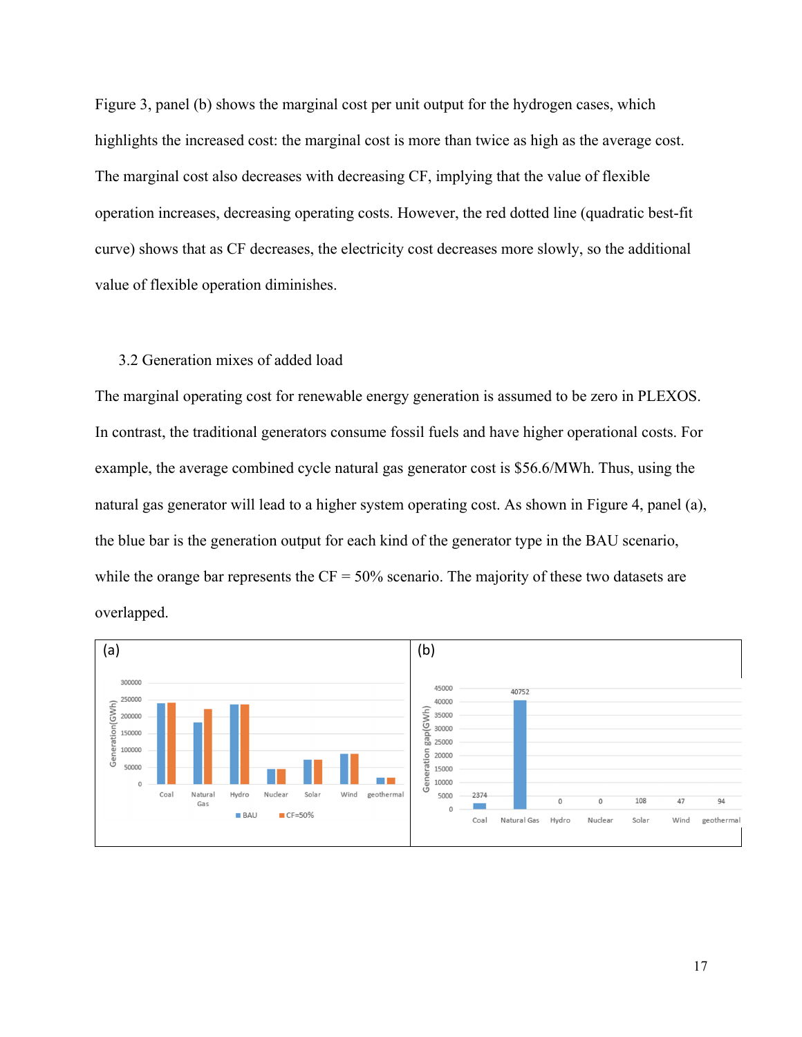Figure 3, panel (b) shows the marginal cost per unit output for the hydrogen cases, which highlights the increased cost: the marginal cost is more than twice as high as the average cost. The marginal cost also decreases with decreasing CF, implying that the value of flexible operation increases, decreasing operating costs. However, the red dotted line (quadratic best-fit curve) shows that as CF decreases, the electricity cost decreases more slowly, so the additional value of flexible operation diminishes.

### 3.2 Generation mixes of added load

The marginal operating cost for renewable energy generation is assumed to be zero in PLEXOS. In contrast, the traditional generators consume fossil fuels and have higher operational costs. For example, the average combined cycle natural gas generator cost is $56.6/MWh. Thus, using the natural gas generator will lead to a higher system operating cost. As shown in Figure 4, panel (a), the blue bar is the generation output for each kind of the generator type in the BAU scenario, while the orange bar represents the CF = 50% scenario. The majority of these two datasets are overlapped.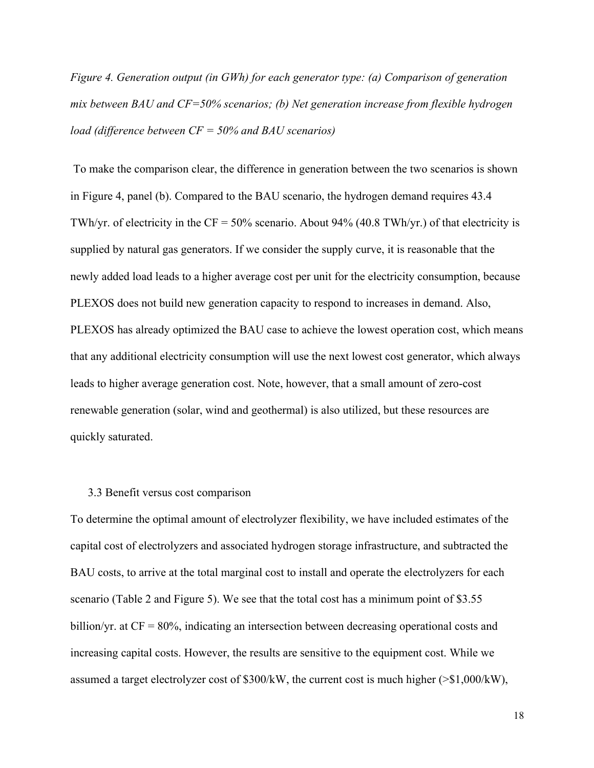*Figure 4. Generation output (in GWh) for each generator type: (a) Comparison of generation mix between BAU and CF=50% scenarios; (b) Net generation increase from flexible hydrogen load (difference between CF = 50% and BAU scenarios)*

To make the comparison clear, the difference in generation between the two scenarios is shown in Figure 4, panel (b). Compared to the BAU scenario, the hydrogen demand requires 43.4 TWh/yr. of electricity in the CF = 50% scenario. About 94% (40.8 TWh/yr.) of that electricity is supplied by natural gas generators. If we consider the supply curve, it is reasonable that the newly added load leads to a higher average cost per unit for the electricity consumption, because PLEXOS does not build new generation capacity to respond to increases in demand. Also, PLEXOS has already optimized the BAU case to achieve the lowest operation cost, which means that any additional electricity consumption will use the next lowest cost generator, which always leads to higher average generation cost. Note, however, that a small amount of zero-cost renewable generation (solar, wind and geothermal) is also utilized, but these resources are quickly saturated.

### 3.3 Benefit versus cost comparison

To determine the optimal amount of electrolyzer flexibility, we have included estimates of the capital cost of electrolyzers and associated hydrogen storage infrastructure, and subtracted the BAU costs, to arrive at the total marginal cost to install and operate the electrolyzers for each scenario (Table 2 and Figure 5). We see that the total cost has a minimum point of $3.55 billion/yr. at CF = 80%, indicating an intersection between decreasing operational costs and increasing capital costs. However, the results are sensitive to the equipment cost. While we assumed a target electrolyzer cost of $300/kW, the current cost is much higher (>$1,000/kW),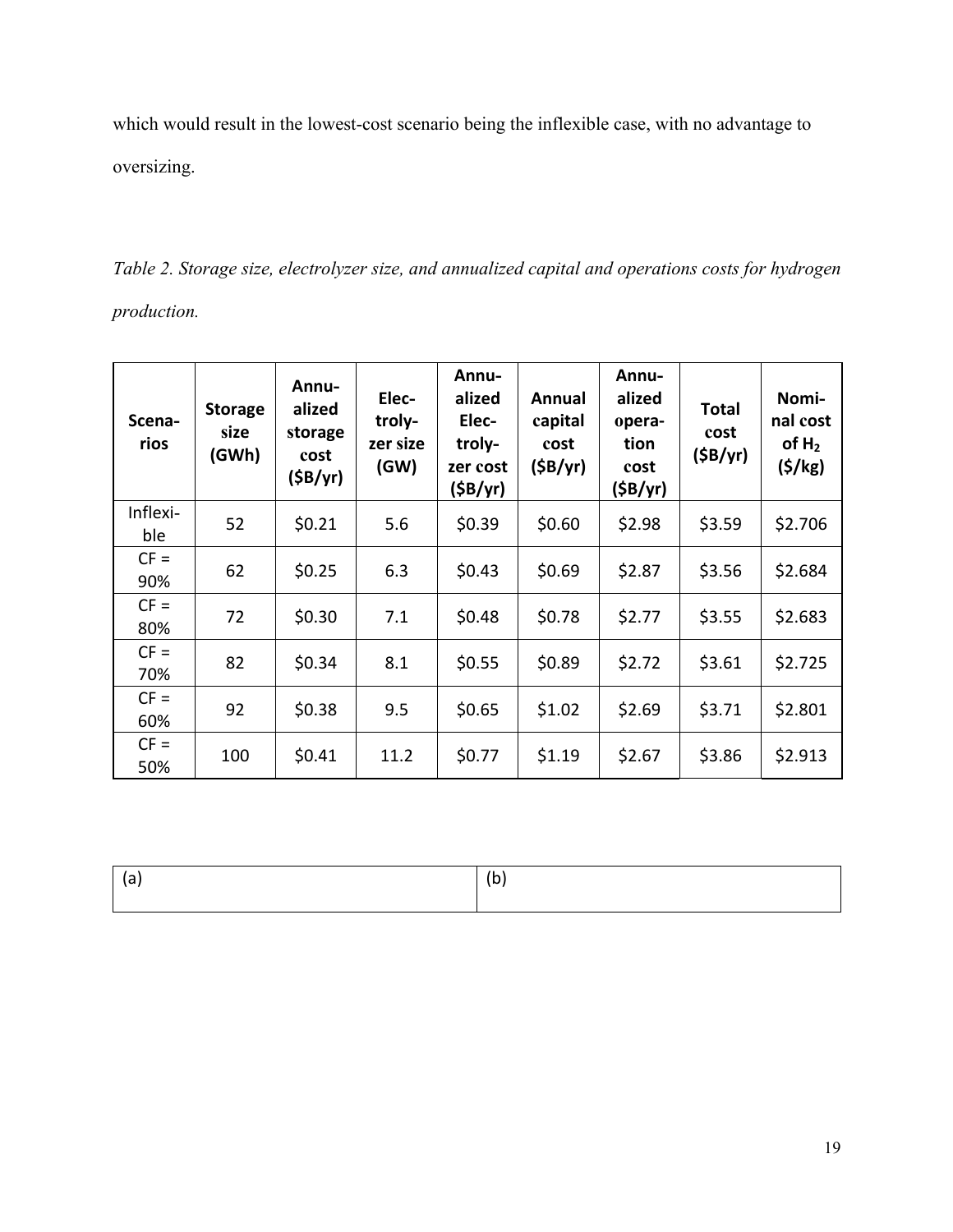which would result in the lowest-cost scenario being the inflexible case, with no advantage to oversizing.

*Table 2. Storage size, electrolyzer size, and annualized capital and operations costs for hydrogen production.*

| Scenarios | Storage size (GWh) | Annualized storage cost ($B/yr) | Electrolyzer size (GW) | Annualized Electrolyzer cost ($B/yr) | Annual capital cost ($B/yr) | Annualized operation cost ($B/yr) | Total cost ($B/yr) | Nominal cost of $H_2$ ($/kg) |
|---|---|---|---|---|---|---|---|---|
| Inflexible | 52 | $0.21 | 5.6 | $0.39 | $0.60 | $2.98 | $3.59 | $2.706 |
| CF = 90% | 62 | $0.25 | 6.3 | $0.43 | $0.69 | $2.87 | $3.56 | $2.684 |
| CF = 80% | 72 | $0.30 | 7.1 | $0.48 | $0.78 | $2.77 | $3.55 | $2.683 |
| CF = 70% | 82 | $0.34 | 8.1 | $0.55 | $0.89 | $2.72 | $3.61 | $2.725 |
| CF = 60% | 92 | $0.38 | 9.5 | $0.65 | $1.02 | $2.69 | $3.71 | $2.801 |
| CF = 50% | 100 | $0.41 | 11.2 | $0.77 | $1.19 | $2.67 | $3.86 | $2.913 |

| (a) | (b) |
|---|---|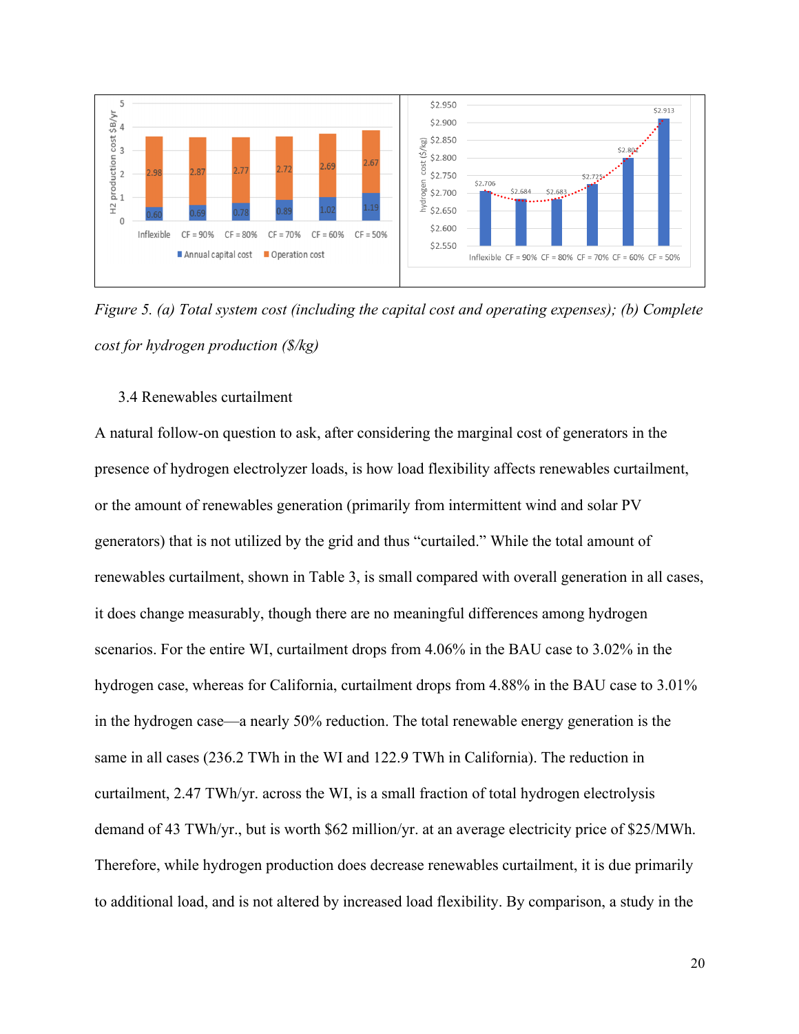*Figure 5. (a) Total system cost (including the capital cost and operating expenses); (b) Complete cost for hydrogen production ($/kg)*

### 3.4 Renewables curtailment

A natural follow-on question to ask, after considering the marginal cost of generators in the presence of hydrogen electrolyzer loads, is how load flexibility affects renewables curtailment, or the amount of renewables generation (primarily from intermittent wind and solar PV generators) that is not utilized by the grid and thus "curtailed." While the total amount of renewables curtailment, shown in Table 3, is small compared with overall generation in all cases, it does change measurably, though there are no meaningful differences among hydrogen scenarios. For the entire WI, curtailment drops from 4.06% in the BAU case to 3.02% in the hydrogen case, whereas for California, curtailment drops from 4.88% in the BAU case to 3.01% in the hydrogen case—a nearly 50% reduction. The total renewable energy generation is the same in all cases (236.2 TWh in the WI and 122.9 TWh in California). The reduction in curtailment, 2.47 TWh/yr. across the WI, is a small fraction of total hydrogen electrolysis demand of 43 TWh/yr., but is worth $62 million/yr. at an average electricity price of $25/MWh. Therefore, while hydrogen production does decrease renewables curtailment, it is due primarily to additional load, and is not altered by increased load flexibility. By comparison, a study in the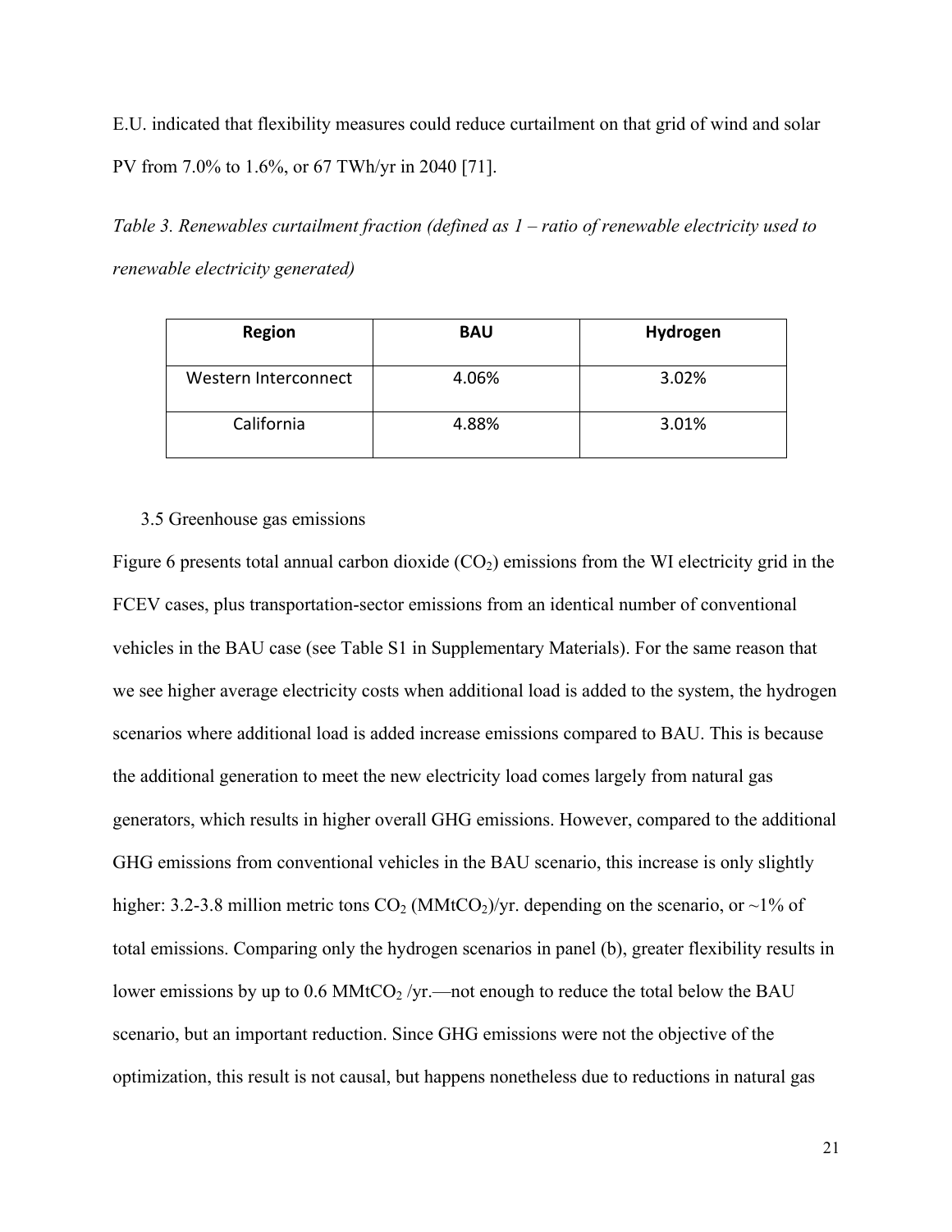E.U. indicated that flexibility measures could reduce curtailment on that grid of wind and solar PV from 7.0% to 1.6%, or 67 TWh/yr in 2040 [71].

*Table 3. Renewables curtailment fraction (defined as 1 – ratio of renewable electricity used to renewable electricity generated)*

| Region | BAU | Hydrogen |
| --- | --- | --- |
| Western Interconnect | 4.06% | 3.02% |
| California | 4.88% | 3.01% |

### 3.5 Greenhouse gas emissions

Figure 6 presents total annual carbon dioxide ($CO_2$) emissions from the WI electricity grid in the FCEV cases, plus transportation-sector emissions from an identical number of conventional vehicles in the BAU case (see Table S1 in Supplementary Materials). For the same reason that we see higher average electricity costs when additional load is added to the system, the hydrogen scenarios where additional load is added increase emissions compared to BAU. This is because the additional generation to meet the new electricity load comes largely from natural gas generators, which results in higher overall GHG emissions. However, compared to the additional GHG emissions from conventional vehicles in the BAU scenario, this increase is only slightly higher: 3.2-3.8 million metric tons $CO_2$ ($MMtCO_2$)/yr. depending on the scenario, or ~1% of total emissions. Comparing only the hydrogen scenarios in panel (b), greater flexibility results in lower emissions by up to 0.6 $MMtCO_2$ /yr.—not enough to reduce the total below the BAU scenario, but an important reduction. Since GHG emissions were not the objective of the optimization, this result is not causal, but happens nonetheless due to reductions in natural gas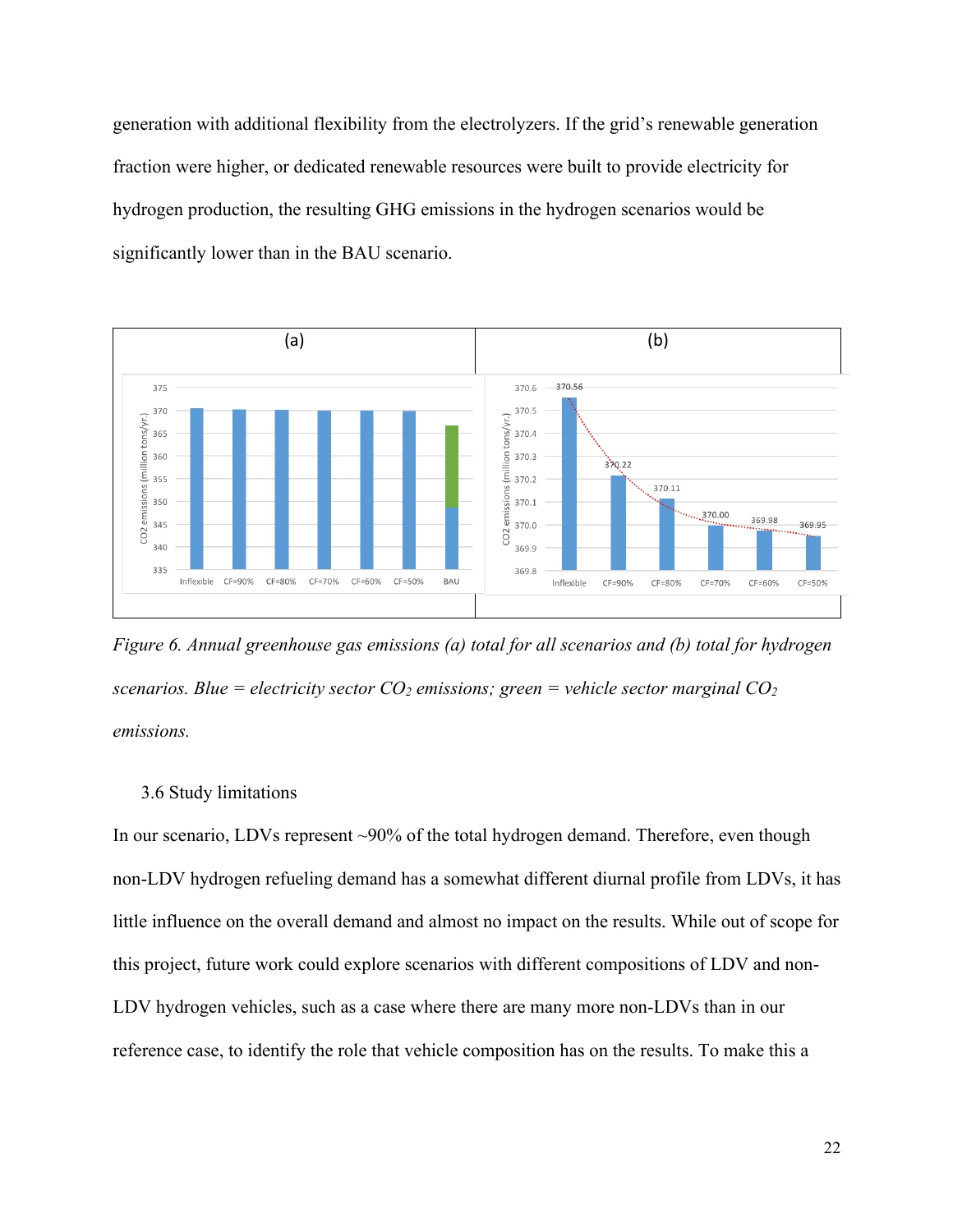generation with additional flexibility from the electrolyzers. If the grid's renewable generation fraction were higher, or dedicated renewable resources were built to provide electricity for hydrogen production, the resulting GHG emissions in the hydrogen scenarios would be significantly lower than in the BAU scenario.

*Figure 6. Annual greenhouse gas emissions (a) total for all scenarios and (b) total for hydrogen scenarios. Blue = electricity sector $CO_2$ emissions; green = vehicle sector marginal $CO_2$ emissions.*

### 3.6 Study limitations

In our scenario, LDVs represent ~90% of the total hydrogen demand. Therefore, even though non-LDV hydrogen refueling demand has a somewhat different diurnal profile from LDVs, it has little influence on the overall demand and almost no impact on the results. While out of scope for this project, future work could explore scenarios with different compositions of LDV and non-LDV hydrogen vehicles, such as a case where there are many more non-LDVs than in our reference case, to identify the role that vehicle composition has on the results. To make this a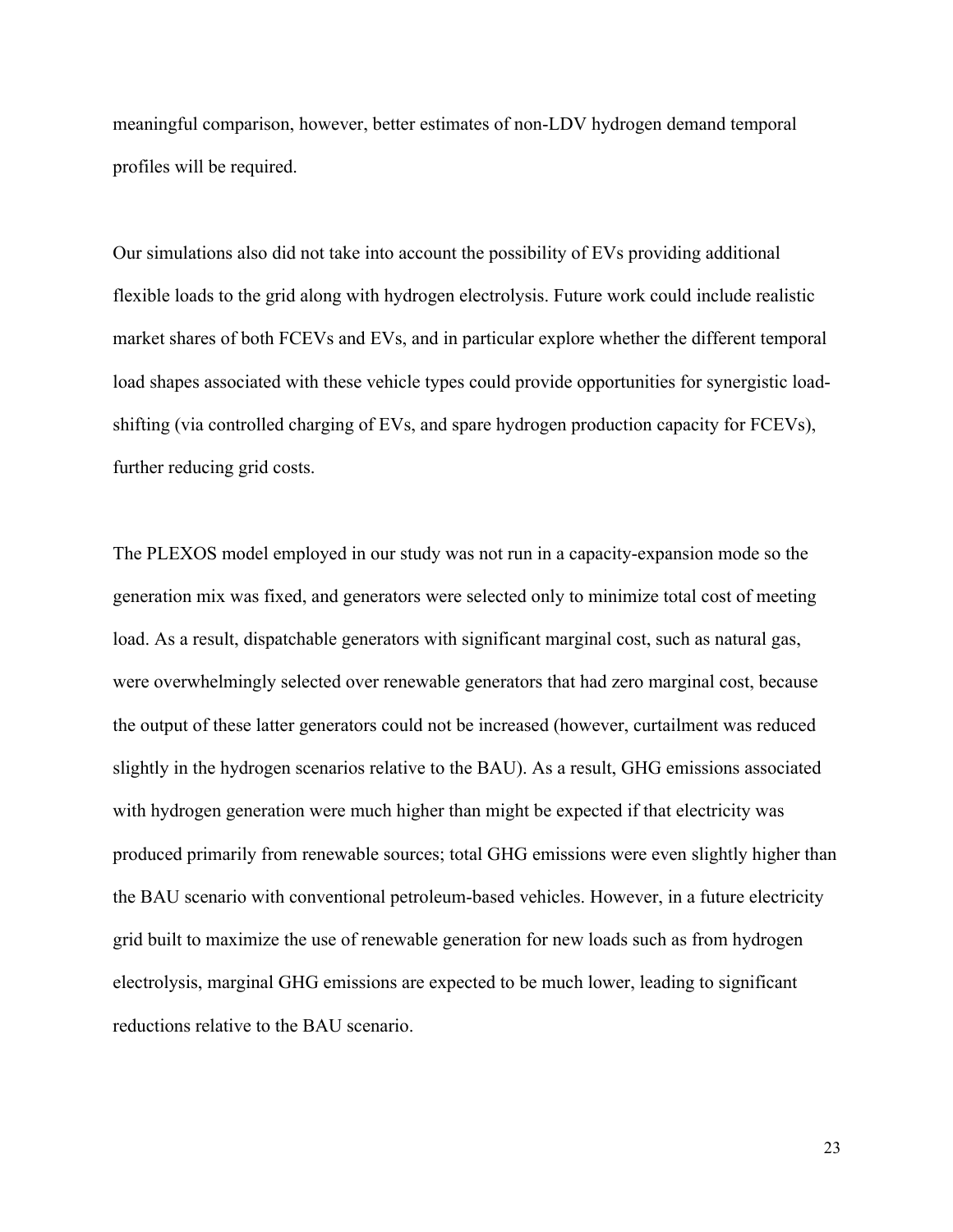meaningful comparison, however, better estimates of non-LDV hydrogen demand temporal profiles will be required.

Our simulations also did not take into account the possibility of EVs providing additional flexible loads to the grid along with hydrogen electrolysis. Future work could include realistic market shares of both FCEVs and EVs, and in particular explore whether the different temporal load shapes associated with these vehicle types could provide opportunities for synergistic load-shifting (via controlled charging of EVs, and spare hydrogen production capacity for FCEVs), further reducing grid costs.

The PLEXOS model employed in our study was not run in a capacity-expansion mode so the generation mix was fixed, and generators were selected only to minimize total cost of meeting load. As a result, dispatchable generators with significant marginal cost, such as natural gas, were overwhelmingly selected over renewable generators that had zero marginal cost, because the output of these latter generators could not be increased (however, curtailment was reduced slightly in the hydrogen scenarios relative to the BAU). As a result, GHG emissions associated with hydrogen generation were much higher than might be expected if that electricity was produced primarily from renewable sources; total GHG emissions were even slightly higher than the BAU scenario with conventional petroleum-based vehicles. However, in a future electricity grid built to maximize the use of renewable generation for new loads such as from hydrogen electrolysis, marginal GHG emissions are expected to be much lower, leading to significant reductions relative to the BAU scenario.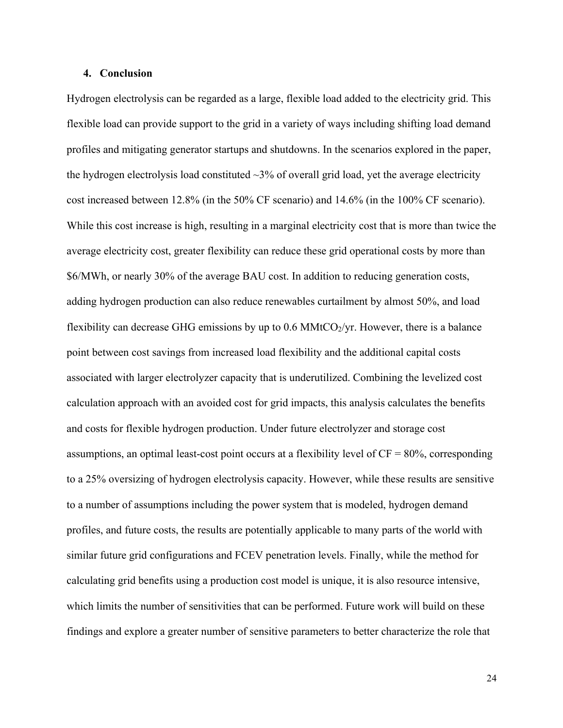## 4. Conclusion

Hydrogen electrolysis can be regarded as a large, flexible load added to the electricity grid. This flexible load can provide support to the grid in a variety of ways including shifting load demand profiles and mitigating generator startups and shutdowns. In the scenarios explored in the paper, the hydrogen electrolysis load constituted ~3% of overall grid load, yet the average electricity cost increased between 12.8% (in the 50% CF scenario) and 14.6% (in the 100% CF scenario). While this cost increase is high, resulting in a marginal electricity cost that is more than twice the average electricity cost, greater flexibility can reduce these grid operational costs by more than \$6/MWh, or nearly 30% of the average BAU cost. In addition to reducing generation costs, adding hydrogen production can also reduce renewables curtailment by almost 50%, and load flexibility can decrease GHG emissions by up to 0.6 $MMtCO_2$/yr. However, there is a balance point between cost savings from increased load flexibility and the additional capital costs associated with larger electrolyzer capacity that is underutilized. Combining the levelized cost calculation approach with an avoided cost for grid impacts, this analysis calculates the benefits and costs for flexible hydrogen production. Under future electrolyzer and storage cost assumptions, an optimal least-cost point occurs at a flexibility level of CF = 80%, corresponding to a 25% oversizing of hydrogen electrolysis capacity. However, while these results are sensitive to a number of assumptions including the power system that is modeled, hydrogen demand profiles, and future costs, the results are potentially applicable to many parts of the world with similar future grid configurations and FCEV penetration levels. Finally, while the method for calculating grid benefits using a production cost model is unique, it is also resource intensive, which limits the number of sensitivities that can be performed. Future work will build on these findings and explore a greater number of sensitive parameters to better characterize the role that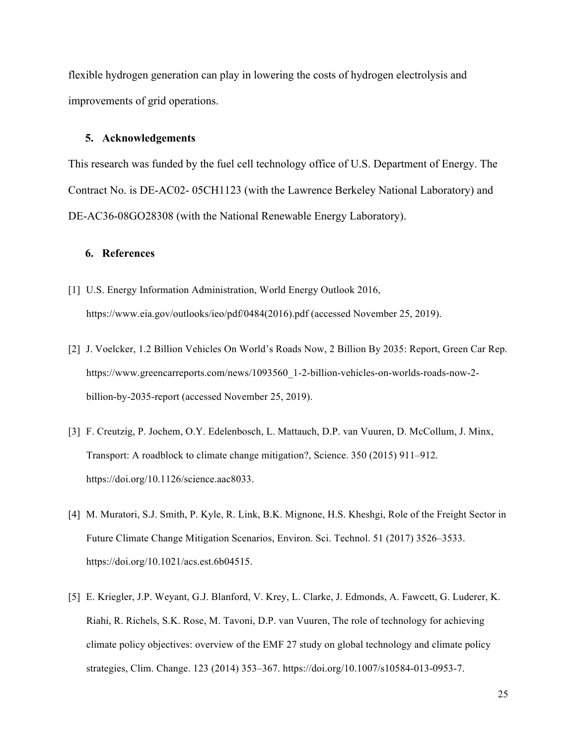flexible hydrogen generation can play in lowering the costs of hydrogen electrolysis and improvements of grid operations.

## 5. Acknowledgements

This research was funded by the fuel cell technology office of U.S. Department of Energy. The Contract No. is DE-AC02- 05CH1123 (with the Lawrence Berkeley National Laboratory) and DE-AC36-08GO28308 (with the National Renewable Energy Laboratory).

## 6. References

[1] U.S. Energy Information Administration, World Energy Outlook 2016, https://www.eia.gov/outlooks/ieo/pdf/0484(2016).pdf (accessed November 25, 2019).

[2] J. Voelcker, 1.2 Billion Vehicles On World's Roads Now, 2 Billion By 2035: Report, Green Car Rep. https://www.greencarreports.com/news/1093560_1-2-billion-vehicles-on-worlds-roads-now-2-billion-by-2035-report (accessed November 25, 2019).

[3] F. Creutzig, P. Jochem, O.Y. Edelenbosch, L. Mattauch, D.P. van Vuuren, D. McCollum, J. Minx, Transport: A roadblock to climate change mitigation?, Science. 350 (2015) 911–912. https://doi.org/10.1126/science.aac8033.

[4] M. Muratori, S.J. Smith, P. Kyle, R. Link, B.K. Mignone, H.S. Kheshgi, Role of the Freight Sector in Future Climate Change Mitigation Scenarios, Environ. Sci. Technol. 51 (2017) 3526–3533. https://doi.org/10.1021/acs.est.6b04515.

[5] E. Kriegler, J.P. Weyant, G.J. Blanford, V. Krey, L. Clarke, J. Edmonds, A. Fawcett, G. Luderer, K. Riahi, R. Richels, S.K. Rose, M. Tavoni, D.P. van Vuuren, The role of technology for achieving climate policy objectives: overview of the EMF 27 study on global technology and climate policy strategies, Clim. Change. 123 (2014) 353–367. https://doi.org/10.1007/s10584-013-0953-7.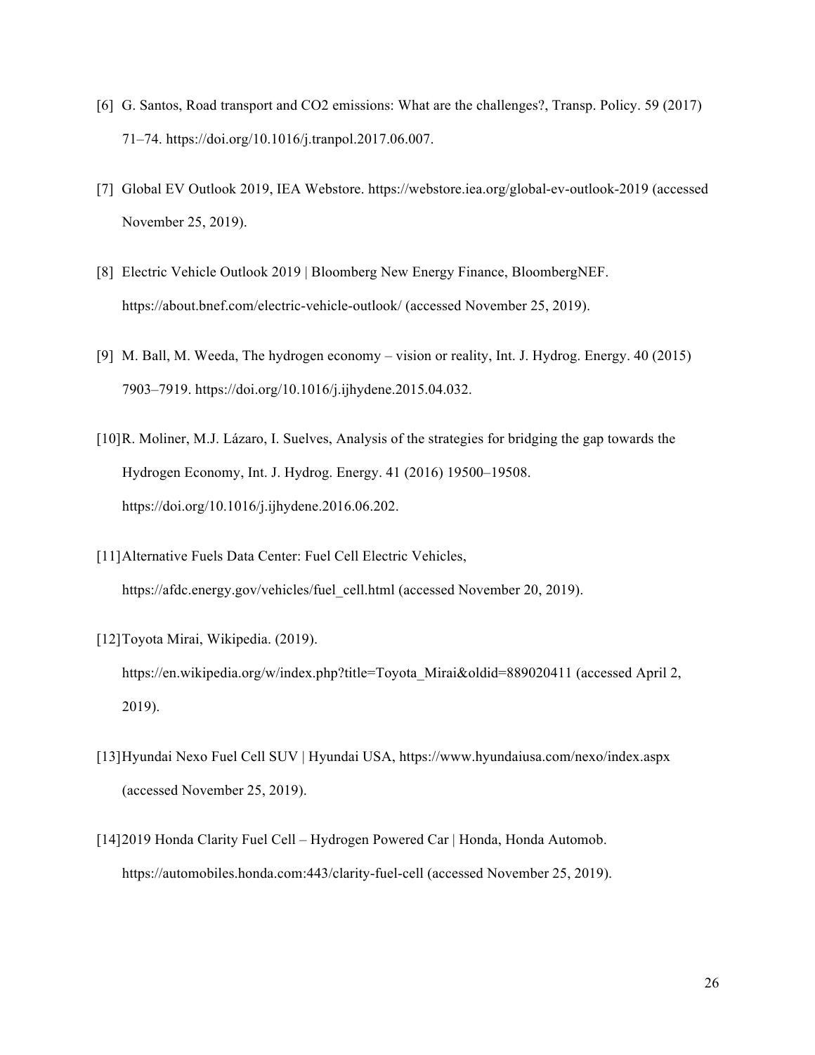[6] G. Santos, Road transport and CO2 emissions: What are the challenges?, Transp. Policy. 59 (2017) 71–74. https://doi.org/10.1016/j.tranpol.2017.06.007.

[7] Global EV Outlook 2019, IEA Webstore. https://webstore.iea.org/global-ev-outlook-2019 (accessed November 25, 2019).

[8] Electric Vehicle Outlook 2019 | Bloomberg New Energy Finance, BloombergNEF. https://about.bnef.com/electric-vehicle-outlook/ (accessed November 25, 2019).

[9] M. Ball, M. Weeda, The hydrogen economy – vision or reality, Int. J. Hydrog. Energy. 40 (2015) 7903–7919. https://doi.org/10.1016/j.ijhydene.2015.04.032.

[10] R. Moliner, M.J. Lázaro, I. Suelves, Analysis of the strategies for bridging the gap towards the Hydrogen Economy, Int. J. Hydrog. Energy. 41 (2016) 19500–19508. https://doi.org/10.1016/j.ijhydene.2016.06.202.

[11] Alternative Fuels Data Center: Fuel Cell Electric Vehicles, https://afdc.energy.gov/vehicles/fuel_cell.html (accessed November 20, 2019).

[12] Toyota Mirai, Wikipedia. (2019). https://en.wikipedia.org/w/index.php?title=Toyota_Mirai&oldid=889020411 (accessed April 2, 2019).

[13] Hyundai Nexo Fuel Cell SUV | Hyundai USA, https://www.hyundaiusa.com/nexo/index.aspx (accessed November 25, 2019).

[14] 2019 Honda Clarity Fuel Cell – Hydrogen Powered Car | Honda, Honda Automob. https://automobiles.honda.com:443/clarity-fuel-cell (accessed November 25, 2019).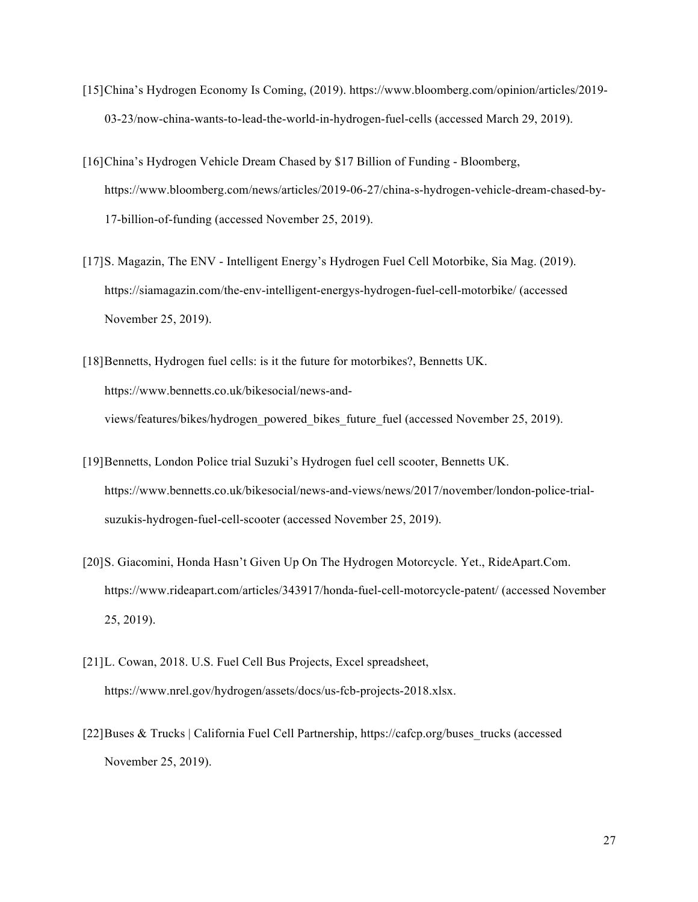[15]China's Hydrogen Economy Is Coming, (2019). https://www.bloomberg.com/opinion/articles/2019-03-23/now-china-wants-to-lead-the-world-in-hydrogen-fuel-cells (accessed March 29, 2019).

[16]China's Hydrogen Vehicle Dream Chased by $17 Billion of Funding - Bloomberg, https://www.bloomberg.com/news/articles/2019-06-27/china-s-hydrogen-vehicle-dream-chased-by-17-billion-of-funding (accessed November 25, 2019).

[17]S. Magazin, The ENV - Intelligent Energy's Hydrogen Fuel Cell Motorbike, Sia Mag. (2019). https://siamagazin.com/the-env-intelligent-energys-hydrogen-fuel-cell-motorbike/ (accessed November 25, 2019).

[18]Bennetts, Hydrogen fuel cells: is it the future for motorbikes?, Bennetts UK. https://www.bennetts.co.uk/bikesocial/news-and-views/features/bikes/hydrogen_powered_bikes_future_fuel (accessed November 25, 2019).

[19]Bennetts, London Police trial Suzuki's Hydrogen fuel cell scooter, Bennetts UK. https://www.bennetts.co.uk/bikesocial/news-and-views/news/2017/november/london-police-trial-suzukis-hydrogen-fuel-cell-scooter (accessed November 25, 2019).

[20]S. Giacomini, Honda Hasn't Given Up On The Hydrogen Motorcycle. Yet., RideApart.Com. https://www.rideapart.com/articles/343917/honda-fuel-cell-motorcycle-patent/ (accessed November 25, 2019).

[21]L. Cowan, 2018. U.S. Fuel Cell Bus Projects, Excel spreadsheet, https://www.nrel.gov/hydrogen/assets/docs/us-fcb-projects-2018.xlsx.

[22]Buses & Trucks | California Fuel Cell Partnership, https://cafcp.org/buses_trucks (accessed November 25, 2019).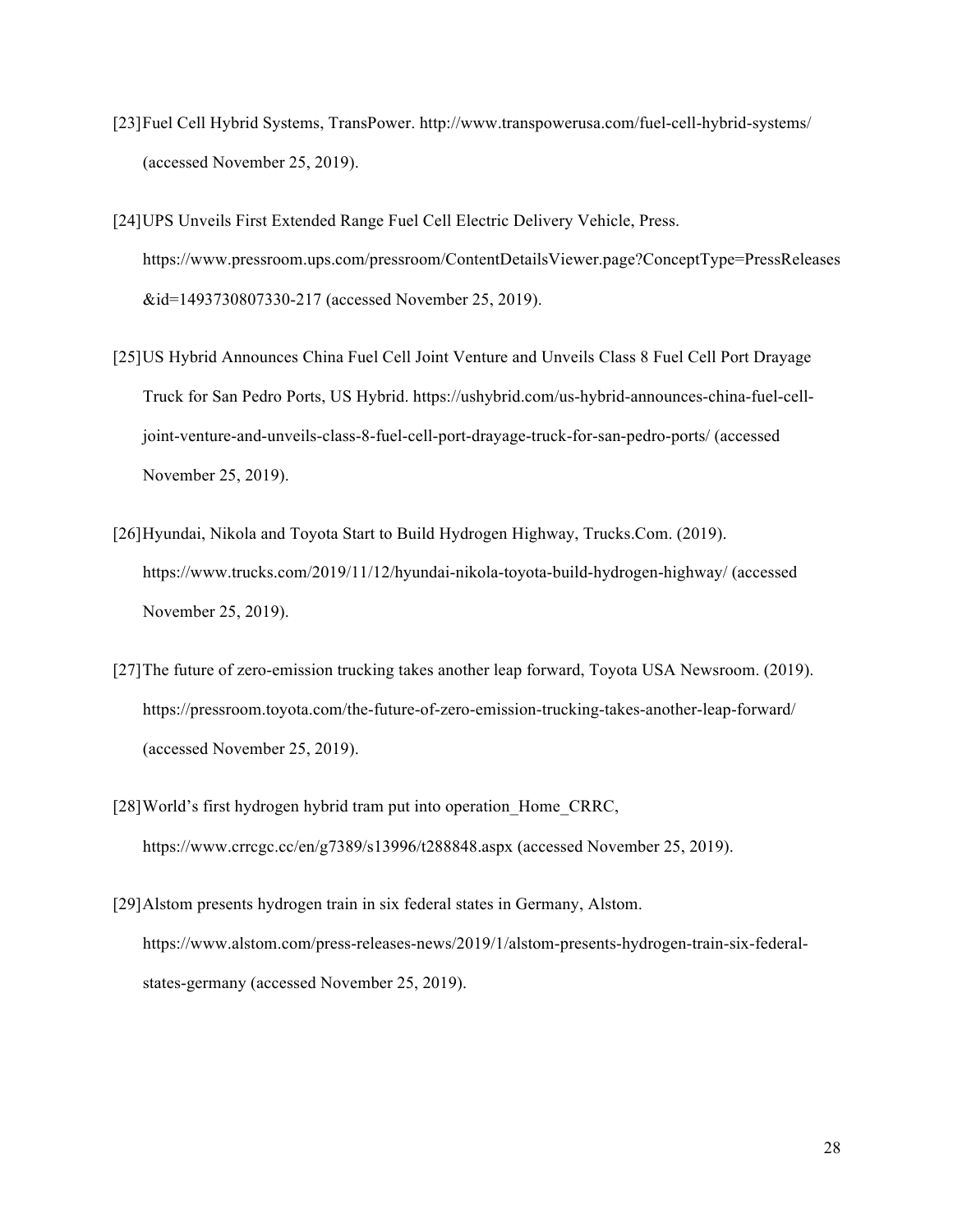[23] Fuel Cell Hybrid Systems, TransPower. http://www.transpowerusa.com/fuel-cell-hybrid-systems/ (accessed November 25, 2019).

[24] UPS Unveils First Extended Range Fuel Cell Electric Delivery Vehicle, Press. https://www.pressroom.ups.com/pressroom/ContentDetailsViewer.page?ConceptType=PressReleases&id=1493730807330-217 (accessed November 25, 2019).

[25] US Hybrid Announces China Fuel Cell Joint Venture and Unveils Class 8 Fuel Cell Port Drayage Truck for San Pedro Ports, US Hybrid. https://ushybrid.com/us-hybrid-announces-china-fuel-cell-joint-venture-and-unveils-class-8-fuel-cell-port-drayage-truck-for-san-pedro-ports/ (accessed November 25, 2019).

[26] Hyundai, Nikola and Toyota Start to Build Hydrogen Highway, Trucks.Com. (2019). https://www.trucks.com/2019/11/12/hyundai-nikola-toyota-build-hydrogen-highway/ (accessed November 25, 2019).

[27] The future of zero-emission trucking takes another leap forward, Toyota USA Newsroom. (2019). https://pressroom.toyota.com/the-future-of-zero-emission-trucking-takes-another-leap-forward/ (accessed November 25, 2019).

[28] World's first hydrogen hybrid tram put into operation_Home_CRRC, https://www.crrcgc.cc/en/g7389/s13996/t288848.aspx (accessed November 25, 2019).

[29] Alstom presents hydrogen train in six federal states in Germany, Alstom. https://www.alstom.com/press-releases-news/2019/1/alstom-presents-hydrogen-train-six-federal-states-germany (accessed November 25, 2019).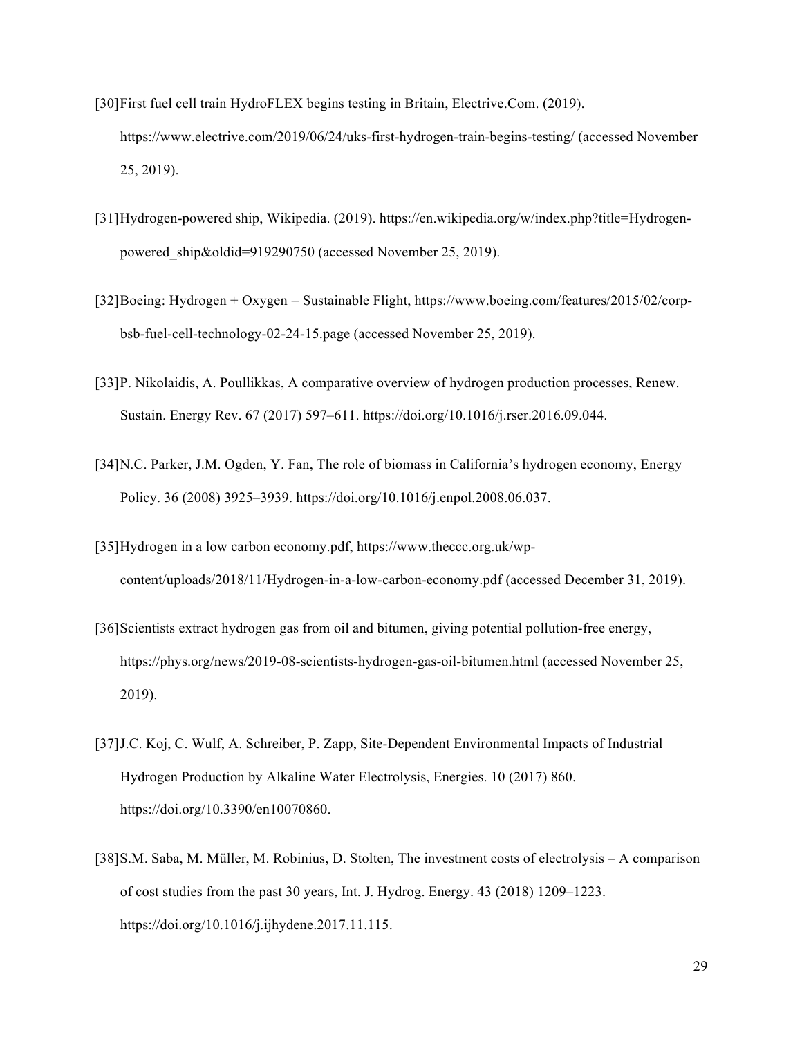[30] First fuel cell train HydroFLEX begins testing in Britain, Electrive.Com. (2019). https://www.electrive.com/2019/06/24/uks-first-hydrogen-train-begins-testing/ (accessed November 25, 2019).

[31] Hydrogen-powered ship, Wikipedia. (2019). https://en.wikipedia.org/w/index.php?title=Hydrogen-powered_ship&oldid=919290750 (accessed November 25, 2019).

[32] Boeing: Hydrogen + Oxygen = Sustainable Flight, https://www.boeing.com/features/2015/02/corp-bsb-fuel-cell-technology-02-24-15.page (accessed November 25, 2019).

[33] P. Nikolaidis, A. Poullikkas, A comparative overview of hydrogen production processes, Renew. Sustain. Energy Rev. 67 (2017) 597–611. https://doi.org/10.1016/j.rser.2016.09.044.

[34] N.C. Parker, J.M. Ogden, Y. Fan, The role of biomass in California's hydrogen economy, Energy Policy. 36 (2008) 3925–3939. https://doi.org/10.1016/j.enpol.2008.06.037.

[35] Hydrogen in a low carbon economy.pdf, https://www.theccc.org.uk/wp-content/uploads/2018/11/Hydrogen-in-a-low-carbon-economy.pdf (accessed December 31, 2019).

[36] Scientists extract hydrogen gas from oil and bitumen, giving potential pollution-free energy, https://phys.org/news/2019-08-scientists-hydrogen-gas-oil-bitumen.html (accessed November 25, 2019).

[37] J.C. Koj, C. Wulf, A. Schreiber, P. Zapp, Site-Dependent Environmental Impacts of Industrial Hydrogen Production by Alkaline Water Electrolysis, Energies. 10 (2017) 860. https://doi.org/10.3390/en10070860.

[38] S.M. Saba, M. Müller, M. Robinius, D. Stolten, The investment costs of electrolysis – A comparison of cost studies from the past 30 years, Int. J. Hydrog. Energy. 43 (2018) 1209–1223. https://doi.org/10.1016/j.ijhydene.2017.11.115.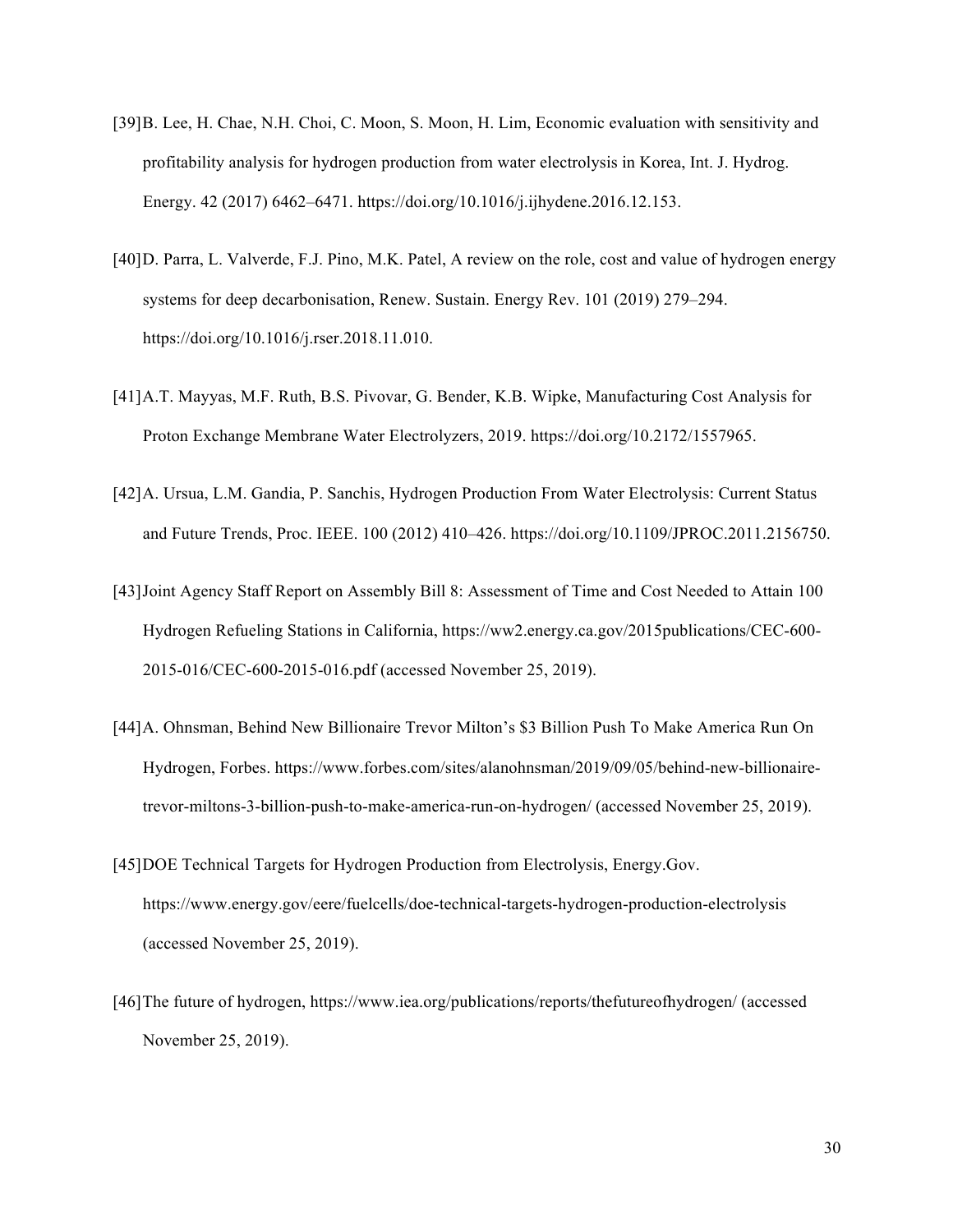[39] B. Lee, H. Chae, N.H. Choi, C. Moon, S. Moon, H. Lim, Economic evaluation with sensitivity and profitability analysis for hydrogen production from water electrolysis in Korea, Int. J. Hydrog. Energy. 42 (2017) 6462–6471. https://doi.org/10.1016/j.ijhydene.2016.12.153.

[40] D. Parra, L. Valverde, F.J. Pino, M.K. Patel, A review on the role, cost and value of hydrogen energy systems for deep decarbonisation, Renew. Sustain. Energy Rev. 101 (2019) 279–294. https://doi.org/10.1016/j.rser.2018.11.010.

[41] A.T. Mayyas, M.F. Ruth, B.S. Pivovar, G. Bender, K.B. Wipke, Manufacturing Cost Analysis for Proton Exchange Membrane Water Electrolyzers, 2019. https://doi.org/10.2172/1557965.

[42] A. Ursua, L.M. Gandia, P. Sanchis, Hydrogen Production From Water Electrolysis: Current Status and Future Trends, Proc. IEEE. 100 (2012) 410–426. https://doi.org/10.1109/JPROC.2011.2156750.

[43] Joint Agency Staff Report on Assembly Bill 8: Assessment of Time and Cost Needed to Attain 100 Hydrogen Refueling Stations in California, https://ww2.energy.ca.gov/2015publications/CEC-600-2015-016/CEC-600-2015-016.pdf (accessed November 25, 2019).

[44] A. Ohnsman, Behind New Billionaire Trevor Milton's $3 Billion Push To Make America Run On Hydrogen, Forbes. https://www.forbes.com/sites/alanohnsman/2019/09/05/behind-new-billionaire-trevor-miltons-3-billion-push-to-make-america-run-on-hydrogen/ (accessed November 25, 2019).

[45] DOE Technical Targets for Hydrogen Production from Electrolysis, Energy.Gov. https://www.energy.gov/eere/fuelcells/doe-technical-targets-hydrogen-production-electrolysis (accessed November 25, 2019).

[46] The future of hydrogen, https://www.iea.org/publications/reports/thefutureofhydrogen/ (accessed November 25, 2019).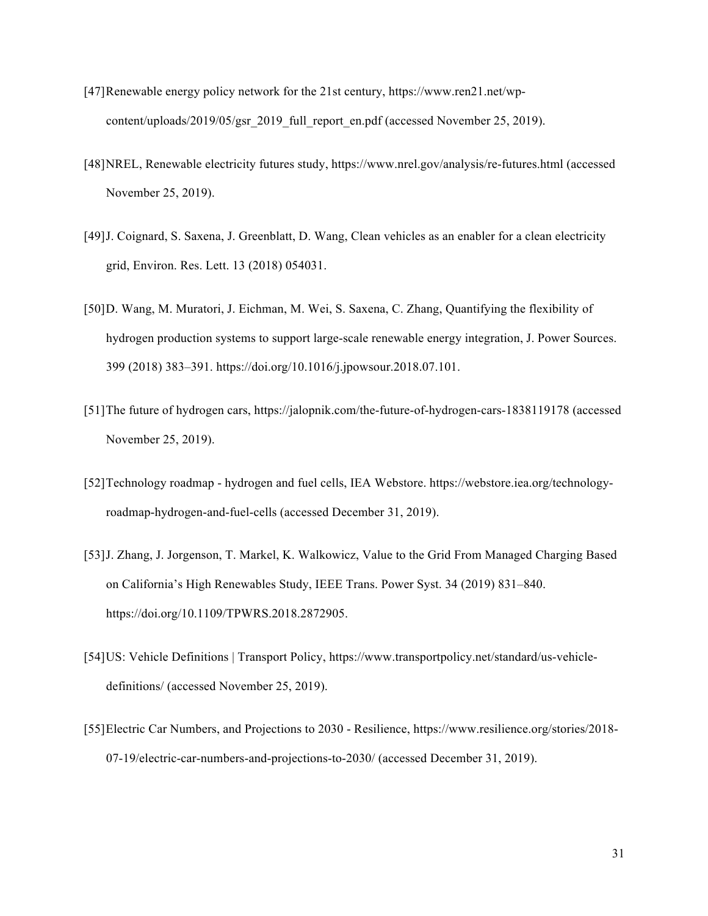[47] Renewable energy policy network for the 21st century, https://www.ren21.net/wp-content/uploads/2019/05/gsr_2019_full_report_en.pdf (accessed November 25, 2019).

[48] NREL, Renewable electricity futures study, https://www.nrel.gov/analysis/re-futures.html (accessed November 25, 2019).

[49] J. Coignard, S. Saxena, J. Greenblatt, D. Wang, Clean vehicles as an enabler for a clean electricity grid, Environ. Res. Lett. 13 (2018) 054031.

[50] D. Wang, M. Muratori, J. Eichman, M. Wei, S. Saxena, C. Zhang, Quantifying the flexibility of hydrogen production systems to support large-scale renewable energy integration, J. Power Sources. 399 (2018) 383–391. https://doi.org/10.1016/j.jpowsour.2018.07.101.

[51] The future of hydrogen cars, https://jalopnik.com/the-future-of-hydrogen-cars-1838119178 (accessed November 25, 2019).

[52] Technology roadmap - hydrogen and fuel cells, IEA Webstore. https://webstore.iea.org/technology-roadmap-hydrogen-and-fuel-cells (accessed December 31, 2019).

[53] J. Zhang, J. Jorgenson, T. Markel, K. Walkowicz, Value to the Grid From Managed Charging Based on California's High Renewables Study, IEEE Trans. Power Syst. 34 (2019) 831–840. https://doi.org/10.1109/TPWRS.2018.2872905.

[54] US: Vehicle Definitions | Transport Policy, https://www.transportpolicy.net/standard/us-vehicle-definitions/ (accessed November 25, 2019).

[55] Electric Car Numbers, and Projections to 2030 - Resilience, https://www.resilience.org/stories/2018-07-19/electric-car-numbers-and-projections-to-2030/ (accessed December 31, 2019).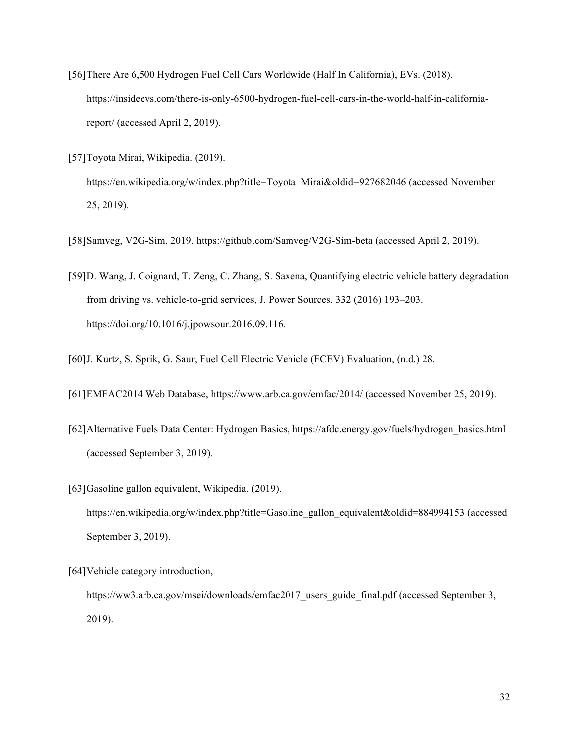[56] There Are 6,500 Hydrogen Fuel Cell Cars Worldwide (Half In California), EVs. (2018). https://insideevs.com/there-is-only-6500-hydrogen-fuel-cell-cars-in-the-world-half-in-california-report/ (accessed April 2, 2019).

[57] Toyota Mirai, Wikipedia. (2019). https://en.wikipedia.org/w/index.php?title=Toyota_Mirai&oldid=927682046 (accessed November 25, 2019).

[58] Samveg, V2G-Sim, 2019. https://github.com/Samveg/V2G-Sim-beta (accessed April 2, 2019).

[59] D. Wang, J. Coignard, T. Zeng, C. Zhang, S. Saxena, Quantifying electric vehicle battery degradation from driving vs. vehicle-to-grid services, J. Power Sources. 332 (2016) 193–203. https://doi.org/10.1016/j.jpowsour.2016.09.116.

[60] J. Kurtz, S. Sprik, G. Saur, Fuel Cell Electric Vehicle (FCEV) Evaluation, (n.d.) 28.

[61] EMFAC2014 Web Database, https://www.arb.ca.gov/emfac/2014/ (accessed November 25, 2019).

[62] Alternative Fuels Data Center: Hydrogen Basics, https://afdc.energy.gov/fuels/hydrogen_basics.html (accessed September 3, 2019).

[63] Gasoline gallon equivalent, Wikipedia. (2019). https://en.wikipedia.org/w/index.php?title=Gasoline_gallon_equivalent&oldid=884994153 (accessed September 3, 2019).

[64] Vehicle category introduction, https://ww3.arb.ca.gov/msei/downloads/emfac2017_users_guide_final.pdf (accessed September 3, 2019).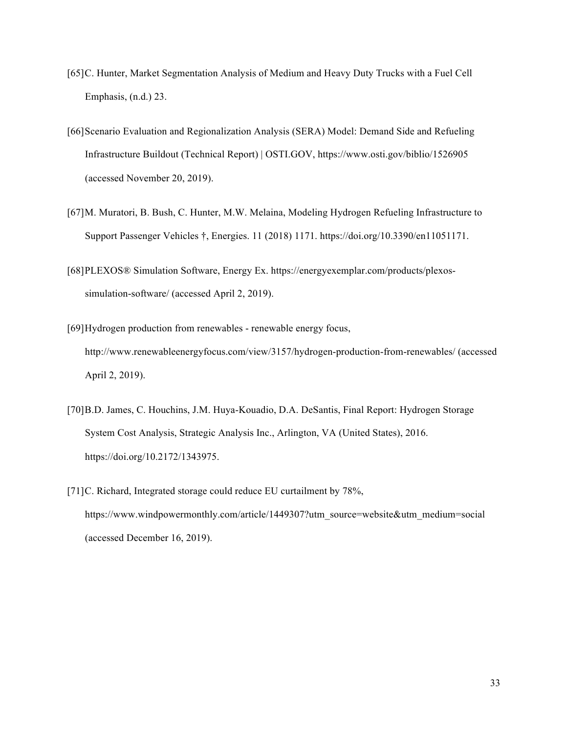[65] C. Hunter, Market Segmentation Analysis of Medium and Heavy Duty Trucks with a Fuel Cell Emphasis, (n.d.) 23.

[66] Scenario Evaluation and Regionalization Analysis (SERA) Model: Demand Side and Refueling Infrastructure Buildout (Technical Report) | OSTI.GOV, https://www.osti.gov/biblio/1526905 (accessed November 20, 2019).

[67] M. Muratori, B. Bush, C. Hunter, M.W. Melaina, Modeling Hydrogen Refueling Infrastructure to Support Passenger Vehicles †, Energies. 11 (2018) 1171. https://doi.org/10.3390/en11051171.

[68] PLEXOS® Simulation Software, Energy Ex. https://energyexemplar.com/products/plexos-simulation-software/ (accessed April 2, 2019).

[69] Hydrogen production from renewables - renewable energy focus, http://www.renewableenergyfocus.com/view/3157/hydrogen-production-from-renewables/ (accessed April 2, 2019).

[70] B.D. James, C. Houchins, J.M. Huya-Kouadio, D.A. DeSantis, Final Report: Hydrogen Storage System Cost Analysis, Strategic Analysis Inc., Arlington, VA (United States), 2016. https://doi.org/10.2172/1343975.

[71] C. Richard, Integrated storage could reduce EU curtailment by 78%, https://www.windpowermonthly.com/article/1449307?utm_source=website&utm_medium=social (accessed December 16, 2019).